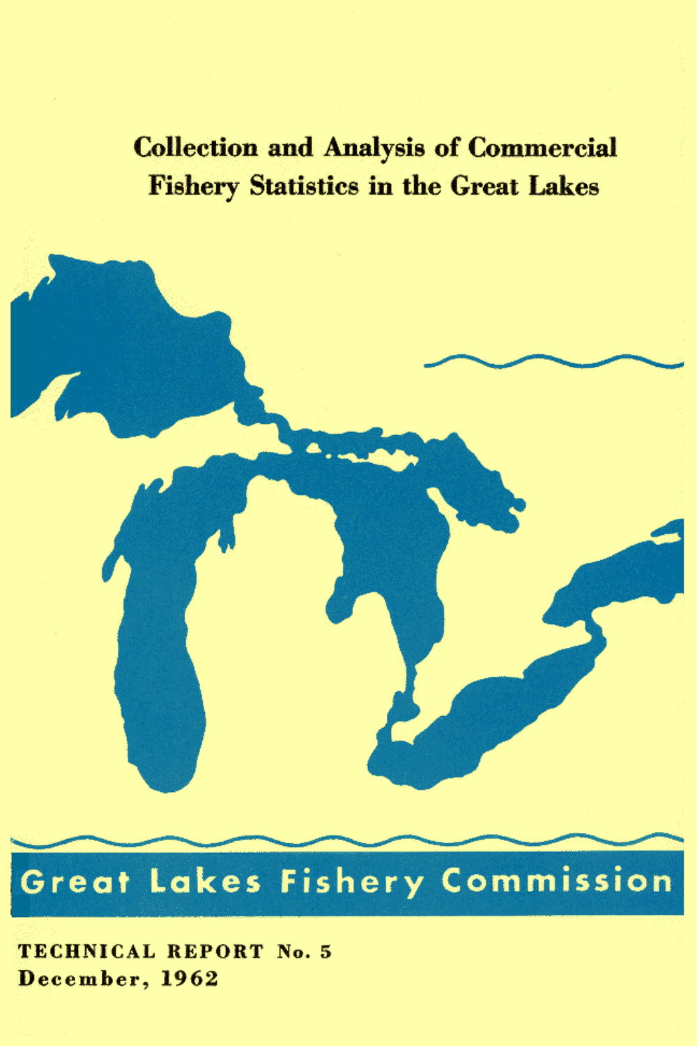# Collection and Analysis of Commercial Fishery Statistics in the Great Lakes

## Great Lakes Fishery Commission

**TECHNICAL REPORT No. 5**
**December, 1962**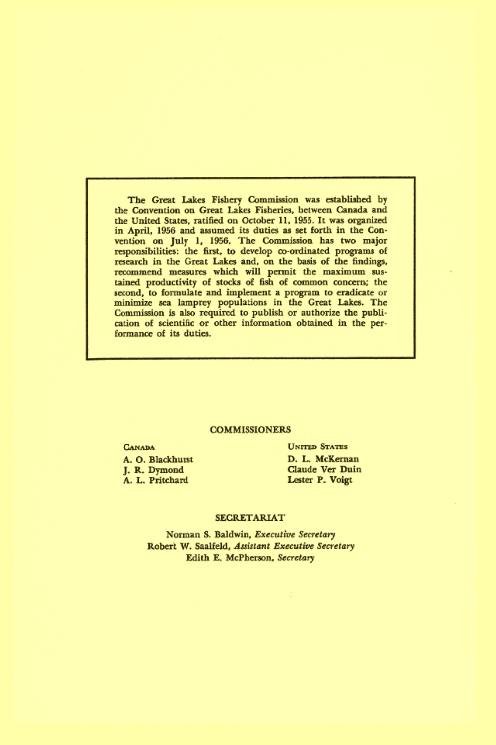The Great Lakes Fishery Commission was established by the Convention on Great Lakes Fisheries, between Canada and the United States, ratified on October 11, 1955. It was organized in April, 1956 and assumed its duties as set forth in the Convention on July 1, 1956. The Commission has two major responsibilities: the first, to develop co-ordinated programs of research in the Great Lakes and, on the basis of the findings, recommend measures which will permit the maximum sustained productivity of stocks of fish of common concern; the second, to formulate and implement a program to eradicate or minimize sea lamprey populations in the Great Lakes. The Commission is also required to publish or authorize the publication of scientific or other information obtained in the performance of its duties.

## COMMISSIONERS

| CANADA | UNITED STATES |
|---|---|
| A. O. Blackhurst | D. L. McKernan |
| J. R. Dymond | Claude Ver Duin |
| A. L. Pritchard | Lester P. Voigt |

## SECRETARIAT

Norman S. Baldwin, *Executive Secretary*
Robert W. Saalfeld, *Assistant Executive Secretary*
Edith E. McPherson, *Secretary*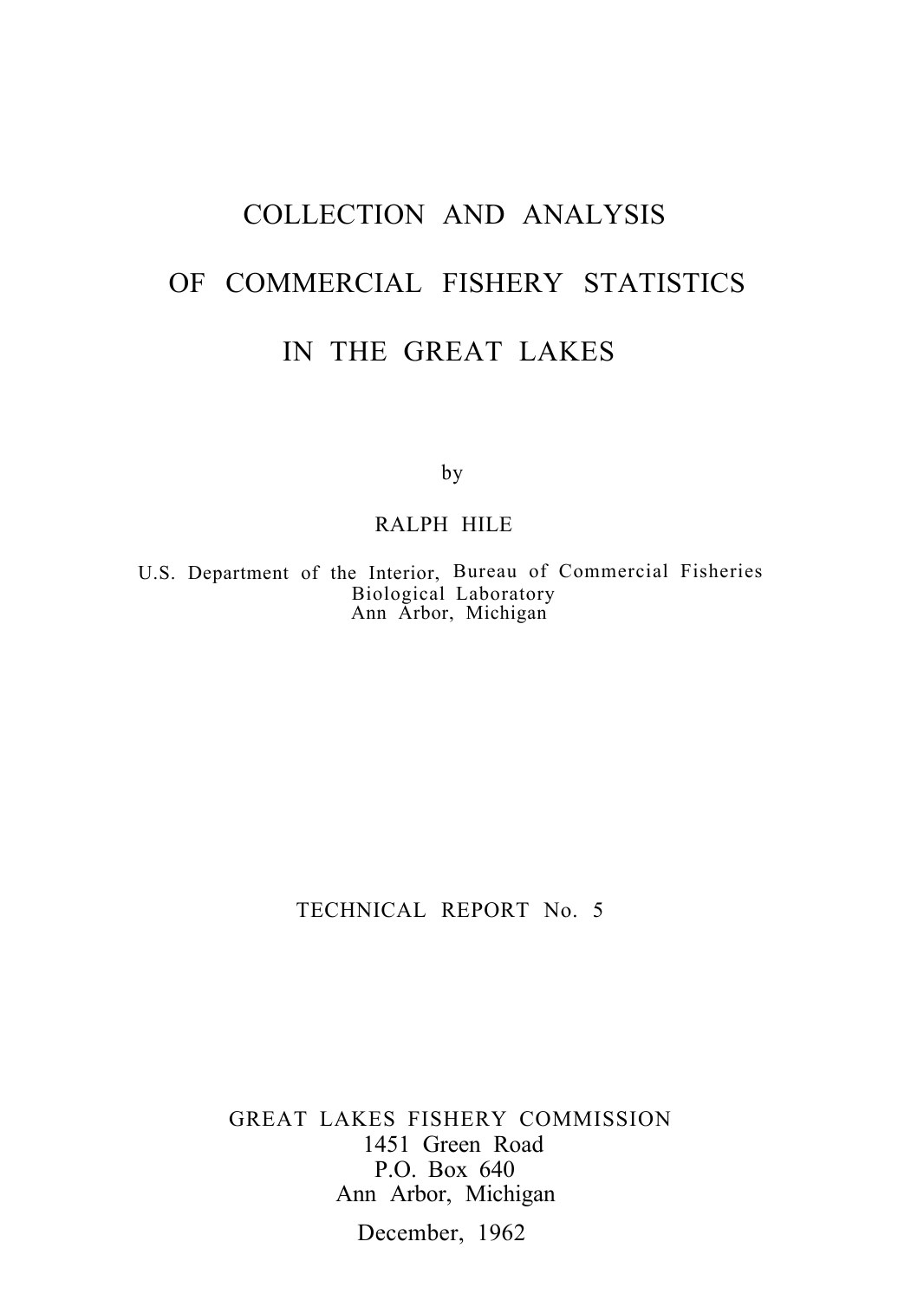# COLLECTION AND ANALYSIS

# OF COMMERCIAL FISHERY STATISTICS

# IN THE GREAT LAKES

by

RALPH HILE

U.S. Department of the Interior, Bureau of Commercial Fisheries
Biological Laboratory
Ann Arbor, Michigan

TECHNICAL REPORT No. 5

GREAT LAKES FISHERY COMMISSION
1451 Green Road
P.O. Box 640
Ann Arbor, Michigan

December, 1962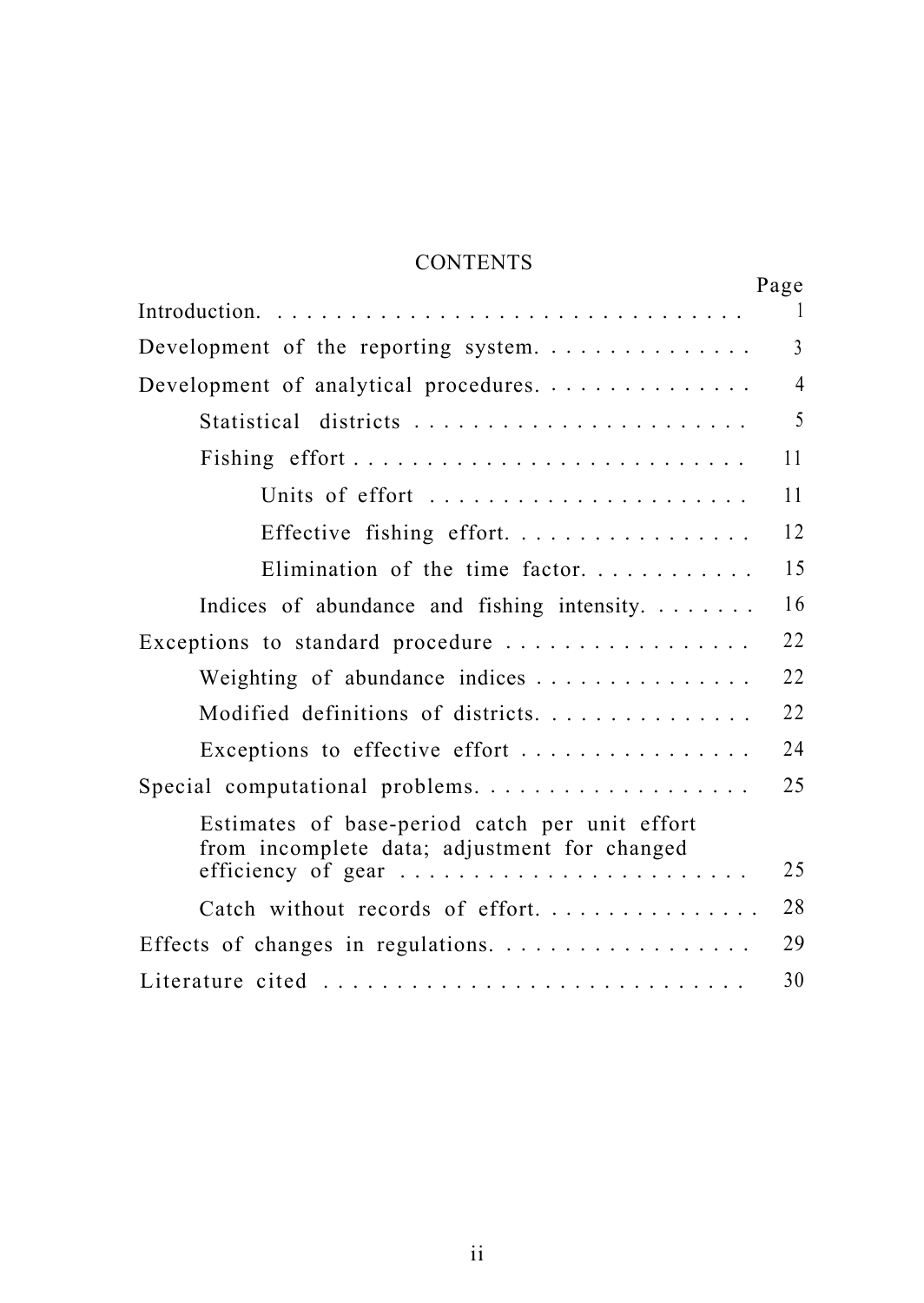# CONTENTS

| | Page |
|---|---|
| Introduction | 1 |
| Development of the reporting system | 3 |
| Development of analytical procedures | 4 |
| Statistical districts | 5 |
| Fishing effort | 11 |
| Units of effort | 11 |
| Effective fishing effort | 12 |
| Elimination of the time factor | 15 |
| Indices of abundance and fishing intensity | 16 |
| Exceptions to standard procedure | 22 |
| Weighting of abundance indices | 22 |
| Modified definitions of districts | 22 |
| Exceptions to effective effort | 24 |
| Special computational problems | 25 |
| Estimates of base-period catch per unit effort from incomplete data; adjustment for changed efficiency of gear | 25 |
| Catch without records of effort | 28 |
| Effects of changes in regulations | 29 |
| Literature cited | 30 |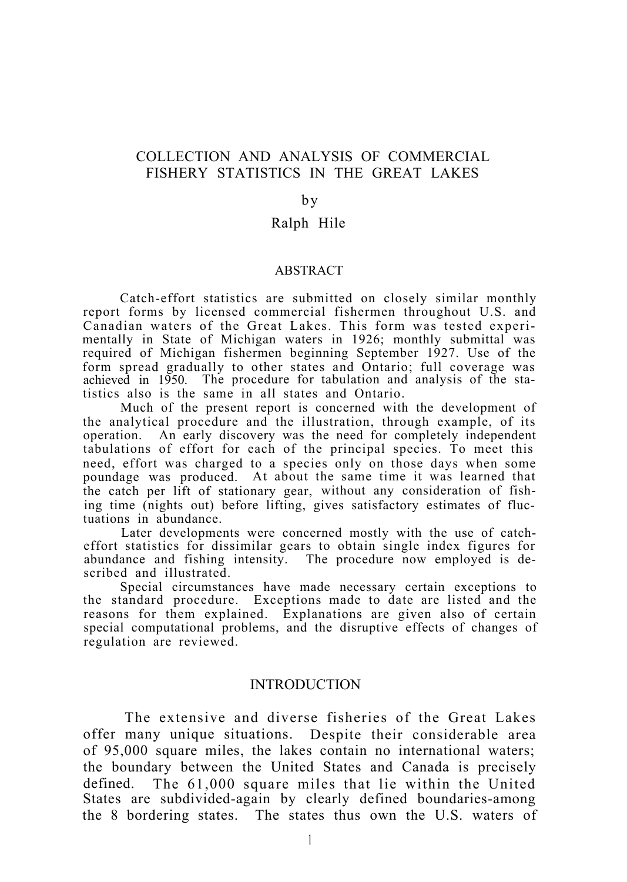# COLLECTION AND ANALYSIS OF COMMERCIAL FISHERY STATISTICS IN THE GREAT LAKES

by

Ralph Hile

## ABSTRACT

Catch-effort statistics are submitted on closely similar monthly report forms by licensed commercial fishermen throughout U.S. and Canadian waters of the Great Lakes. This form was tested experimentally in State of Michigan waters in 1926; monthly submittal was required of Michigan fishermen beginning September 1927. Use of the form spread gradually to other states and Ontario; full coverage was achieved in 1950. The procedure for tabulation and analysis of the statistics also is the same in all states and Ontario.

Much of the present report is concerned with the development of the analytical procedure and the illustration, through example, of its operation. An early discovery was the need for completely independent tabulations of effort for each of the principal species. To meet this need, effort was charged to a species only on those days when some poundage was produced. At about the same time it was learned that the catch per lift of stationary gear, without any consideration of fishing time (nights out) before lifting, gives satisfactory estimates of fluctuations in abundance.

Later developments were concerned mostly with the use of catch-effort statistics for dissimilar gears to obtain single index figures for abundance and fishing intensity. The procedure now employed is described and illustrated.

Special circumstances have made necessary certain exceptions to the standard procedure. Exceptions made to date are listed and the reasons for them explained. Explanations are given also of certain special computational problems, and the disruptive effects of changes of regulation are reviewed.

## INTRODUCTION

The extensive and diverse fisheries of the Great Lakes offer many unique situations. Despite their considerable area of 95,000 square miles, the lakes contain no international waters; the boundary between the United States and Canada is precisely defined. The 61,000 square miles that lie within the United States are subdivided-again by clearly defined boundaries-among the 8 bordering states. The states thus own the U.S. waters of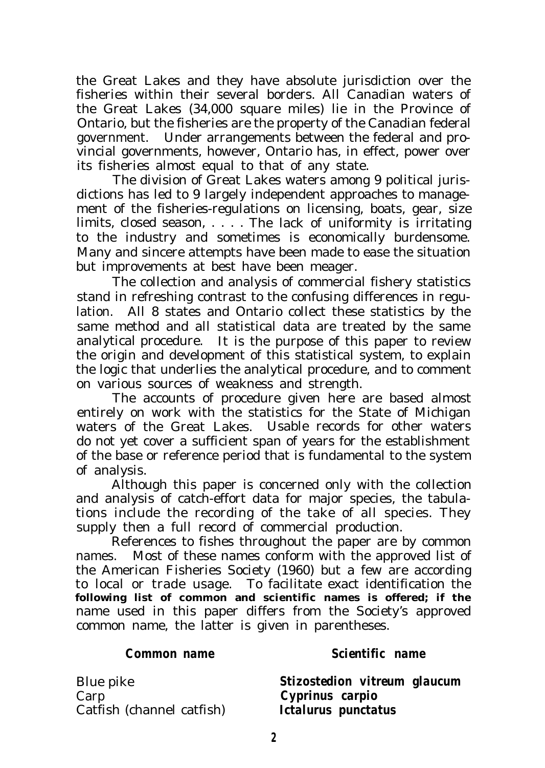the Great Lakes and they have absolute jurisdiction over the fisheries within their several borders. All Canadian waters of the Great Lakes (34,000 square miles) lie in the Province of Ontario, but the fisheries are the property of the Canadian federal government. Under arrangements between the federal and provincial governments, however, Ontario has, in effect, power over its fisheries almost equal to that of any state.

The division of Great Lakes waters among 9 political jurisdictions has led to 9 largely independent approaches to management of the fisheries-regulations on licensing, boats, gear, size limits, closed season, . . . . The lack of uniformity is irritating to the industry and sometimes is economically burdensome. Many and sincere attempts have been made to ease the situation but improvements at best have been meager.

The collection and analysis of commercial fishery statistics stand in refreshing contrast to the confusing differences in regulation. All 8 states and Ontario collect these statistics by the same method and all statistical data are treated by the same analytical procedure. It is the purpose of this paper to review the origin and development of this statistical system, to explain the logic that underlies the analytical procedure, and to comment on various sources of weakness and strength.

The accounts of procedure given here are based almost entirely on work with the statistics for the State of Michigan waters of the Great Lakes. Usable records for other waters do not yet cover a sufficient span of years for the establishment of the base or reference period that is fundamental to the system of analysis.

Although this paper is concerned only with the collection and analysis of catch-effort data for major species, the tabulations include the recording of the take of all species. They supply then a full record of commercial production.

References to fishes throughout the paper are by common names. Most of these names conform with the approved list of the American Fisheries Society (1960) but a few are according to local or trade usage. To facilitate exact identification the following list of common and scientific names is offered; if the name used in this paper differs from the Society's approved common name, the latter is given in parentheses.

| **Common name** | **Scientific name** |
|---|---|
| Blue pike | ***Stizostedion vitreum glaucum*** |
| Carp | ***Cyprinus carpio*** |
| Catfish (channel catfish) | ***Ictalurus punctatus*** |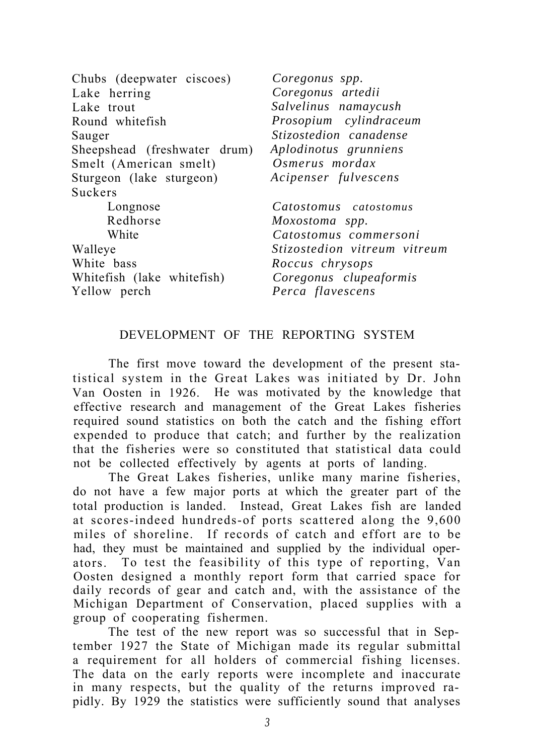| | |
|---|---|
| Chubs (deepwater ciscoes) | *Coregonus spp.* |
| Lake herring | *Coregonus artedii* |
| Lake trout | *Salvelinus namaycush* |
| Round whitefish | *Prosopium cylindraceum* |
| Sauger | *Stizostedion canadense* |
| Sheepshead (freshwater drum) | *Aplodinotus grunniens* |
| Smelt (American smelt) | *Osmerus mordax* |
| Sturgeon (lake sturgeon) | *Acipenser fulvescens* |
| Suckers | |
| Longnose | *Catostomus catostomus* |
| Redhorse | *Moxostoma spp.* |
| White | *Catostomus commersoni* |
| Walleye | *Stizostedion vitreum vitreum* |
| White bass | *Roccus chrysops* |
| Whitefish (lake whitefish) | *Coregonus clupeaformis* |
| Yellow perch | *Perca flavescens* |

## DEVELOPMENT OF THE REPORTING SYSTEM

The first move toward the development of the present statistical system in the Great Lakes was initiated by Dr. John Van Oosten in 1926. He was motivated by the knowledge that effective research and management of the Great Lakes fisheries required sound statistics on both the catch and the fishing effort expended to produce that catch; and further by the realization that the fisheries were so constituted that statistical data could not be collected effectively by agents at ports of landing.

The Great Lakes fisheries, unlike many marine fisheries, do not have a few major ports at which the greater part of the total production is landed. Instead, Great Lakes fish are landed at scores-indeed hundreds-of ports scattered along the 9,600 miles of shoreline. If records of catch and effort are to be had, they must be maintained and supplied by the individual operators. To test the feasibility of this type of reporting, Van Oosten designed a monthly report form that carried space for daily records of gear and catch and, with the assistance of the Michigan Department of Conservation, placed supplies with a group of cooperating fishermen.

The test of the new report was so successful that in September 1927 the State of Michigan made its regular submittal a requirement for all holders of commercial fishing licenses. The data on the early reports were incomplete and inaccurate in many respects, but the quality of the returns improved rapidly. By 1929 the statistics were sufficiently sound that analyses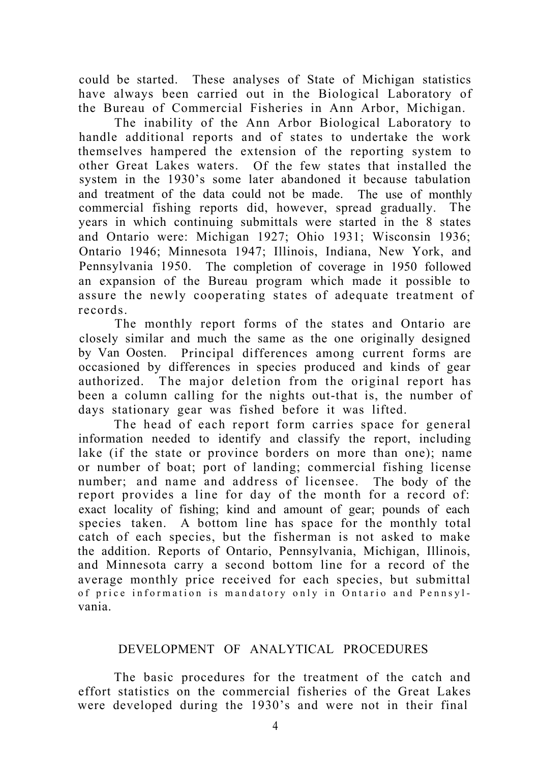could be started. These analyses of State of Michigan statistics have always been carried out in the Biological Laboratory of the Bureau of Commercial Fisheries in Ann Arbor, Michigan.

The inability of the Ann Arbor Biological Laboratory to handle additional reports and of states to undertake the work themselves hampered the extension of the reporting system to other Great Lakes waters. Of the few states that installed the system in the 1930's some later abandoned it because tabulation and treatment of the data could not be made. The use of monthly commercial fishing reports did, however, spread gradually. The years in which continuing submittals were started in the 8 states and Ontario were: Michigan 1927; Ohio 1931; Wisconsin 1936; Ontario 1946; Minnesota 1947; Illinois, Indiana, New York, and Pennsylvania 1950. The completion of coverage in 1950 followed an expansion of the Bureau program which made it possible to assure the newly cooperating states of adequate treatment of records.

The monthly report forms of the states and Ontario are closely similar and much the same as the one originally designed by Van Oosten. Principal differences among current forms are occasioned by differences in species produced and kinds of gear authorized. The major deletion from the original report has been a column calling for the nights out-that is, the number of days stationary gear was fished before it was lifted.

The head of each report form carries space for general information needed to identify and classify the report, including lake (if the state or province borders on more than one); name or number of boat; port of landing; commercial fishing license number; and name and address of licensee. The body of the report provides a line for day of the month for a record of: exact locality of fishing; kind and amount of gear; pounds of each species taken. A bottom line has space for the monthly total catch of each species, but the fisherman is not asked to make the addition. Reports of Ontario, Pennsylvania, Michigan, Illinois, and Minnesota carry a second bottom line for a record of the average monthly price received for each species, but submittal of price information is mandatory only in Ontario and Pennsylvania.

## DEVELOPMENT OF ANALYTICAL PROCEDURES

The basic procedures for the treatment of the catch and effort statistics on the commercial fisheries of the Great Lakes were developed during the 1930's and were not in their final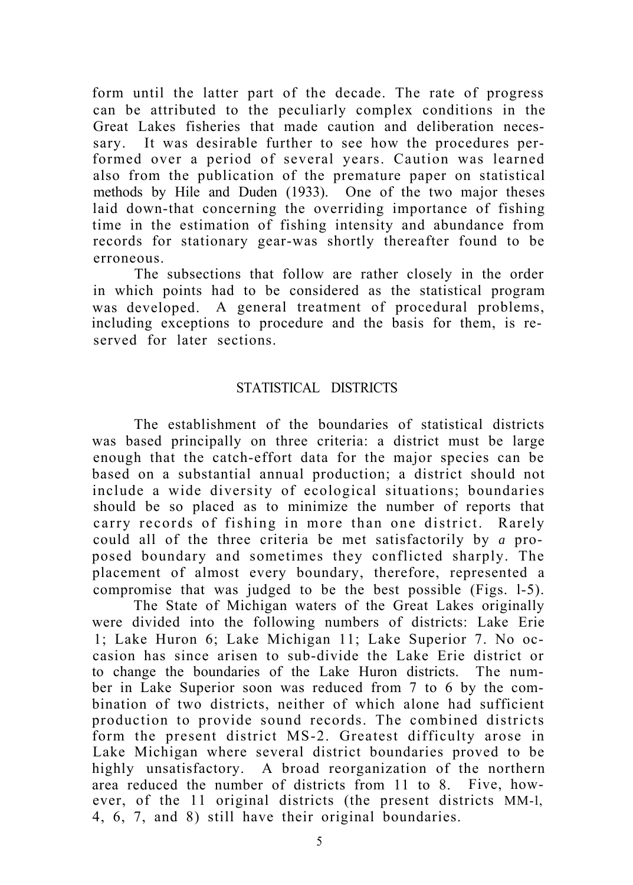form until the latter part of the decade. The rate of progress can be attributed to the peculiarly complex conditions in the Great Lakes fisheries that made caution and deliberation necessary. It was desirable further to see how the procedures performed over a period of several years. Caution was learned also from the publication of the premature paper on statistical methods by Hile and Duden (1933). One of the two major theses laid down-that concerning the overriding importance of fishing time in the estimation of fishing intensity and abundance from records for stationary gear-was shortly thereafter found to be erroneous.

The subsections that follow are rather closely in the order in which points had to be considered as the statistical program was developed. A general treatment of procedural problems, including exceptions to procedure and the basis for them, is reserved for later sections.

## STATISTICAL DISTRICTS

The establishment of the boundaries of statistical districts was based principally on three criteria: a district must be large enough that the catch-effort data for the major species can be based on a substantial annual production; a district should not include a wide diversity of ecological situations; boundaries should be so placed as to minimize the number of reports that carry records of fishing in more than one district. Rarely could all of the three criteria be met satisfactorily by *a* proposed boundary and sometimes they conflicted sharply. The placement of almost every boundary, therefore, represented a compromise that was judged to be the best possible (Figs. 1-5).

The State of Michigan waters of the Great Lakes originally were divided into the following numbers of districts: Lake Erie 1; Lake Huron 6; Lake Michigan 11; Lake Superior 7. No occasion has since arisen to sub-divide the Lake Erie district or to change the boundaries of the Lake Huron districts. The number in Lake Superior soon was reduced from 7 to 6 by the combination of two districts, neither of which alone had sufficient production to provide sound records. The combined districts form the present district MS-2. Greatest difficulty arose in Lake Michigan where several district boundaries proved to be highly unsatisfactory. A broad reorganization of the northern area reduced the number of districts from 11 to 8. Five, however, of the 11 original districts (the present districts MM-1, 4, 6, 7, and 8) still have their original boundaries.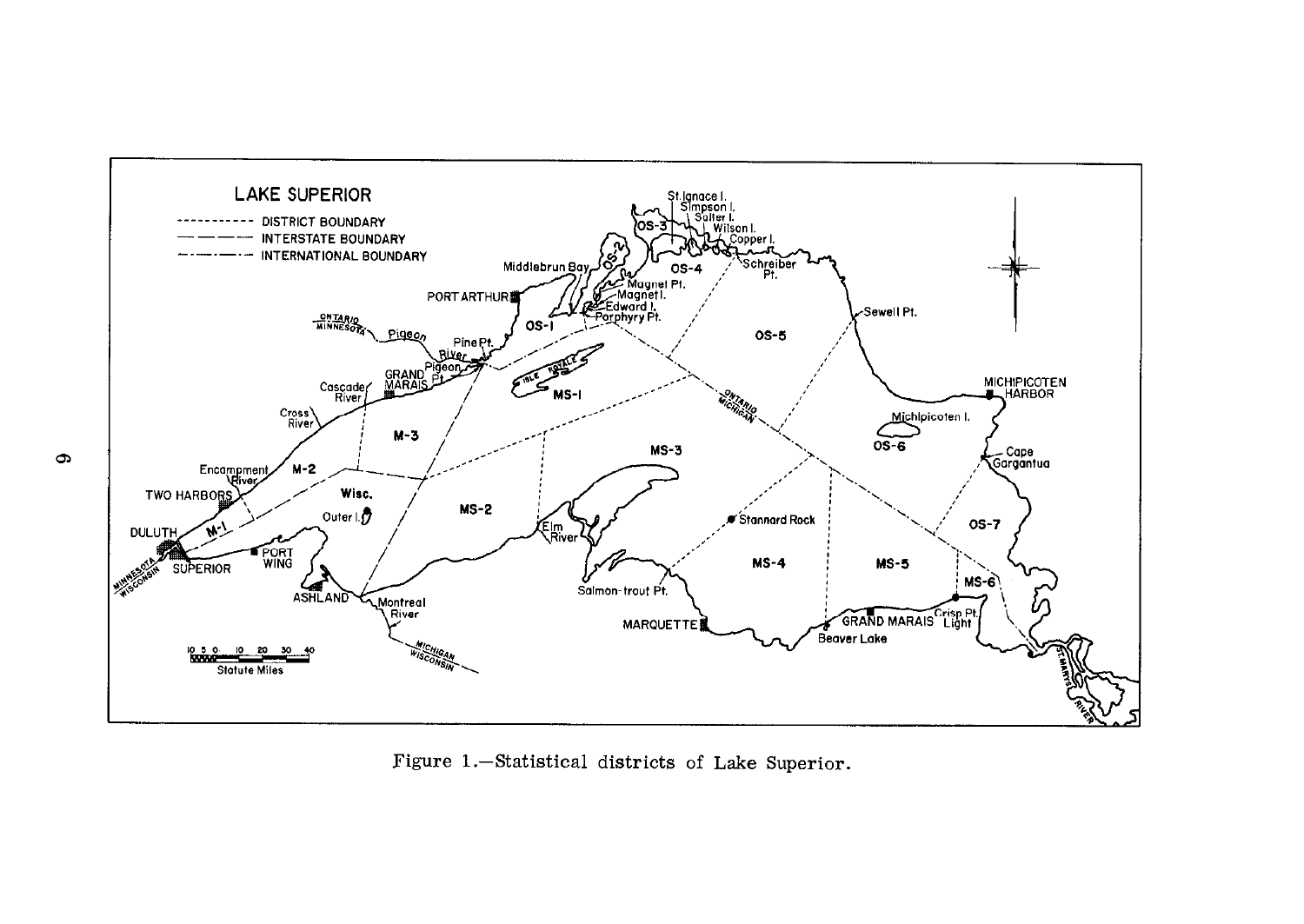Figure 1.—Statistical districts of Lake Superior.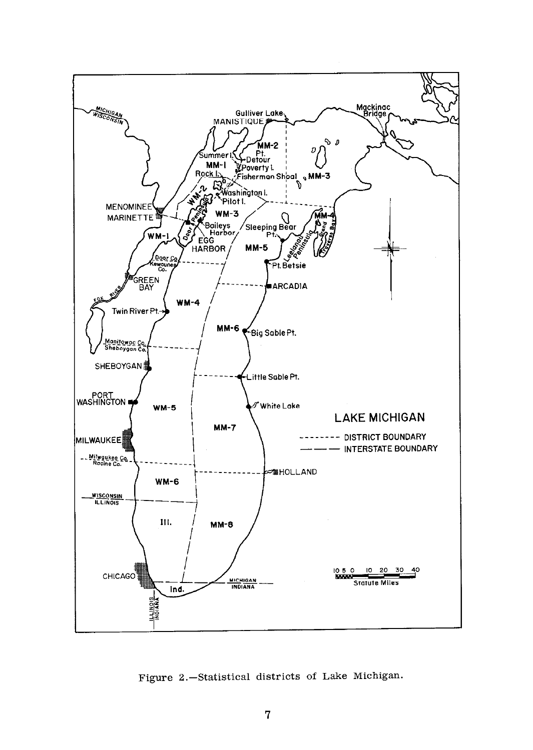Figure 2.—Statistical districts of Lake Michigan.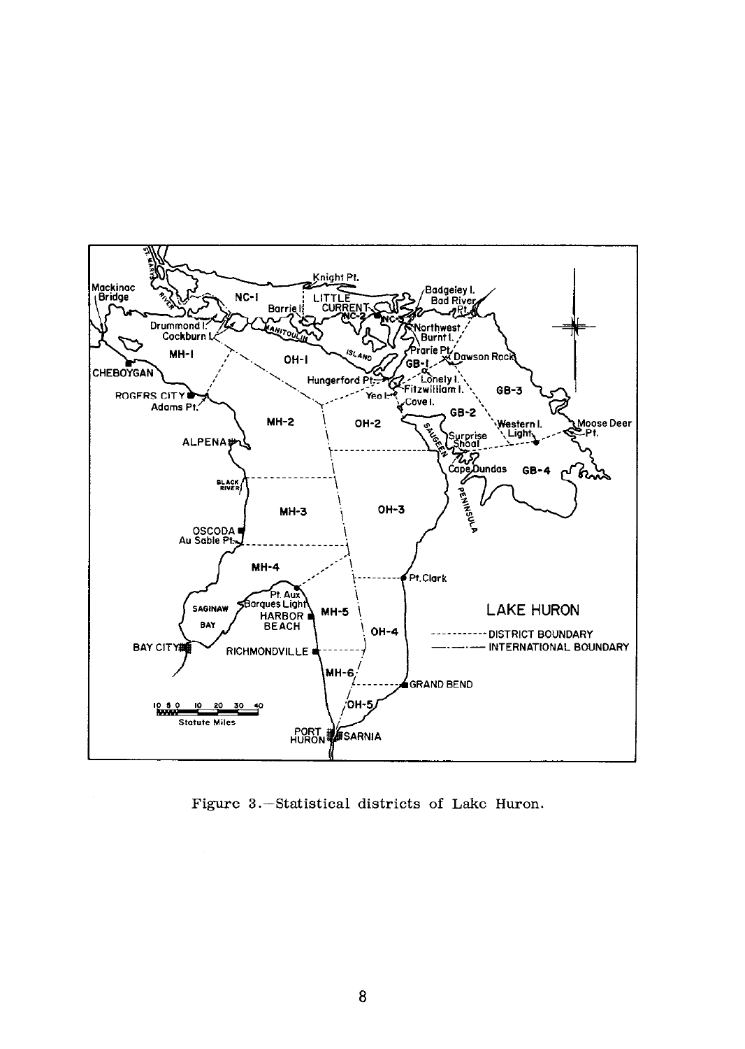Figure 3.—Statistical districts of Lake Huron.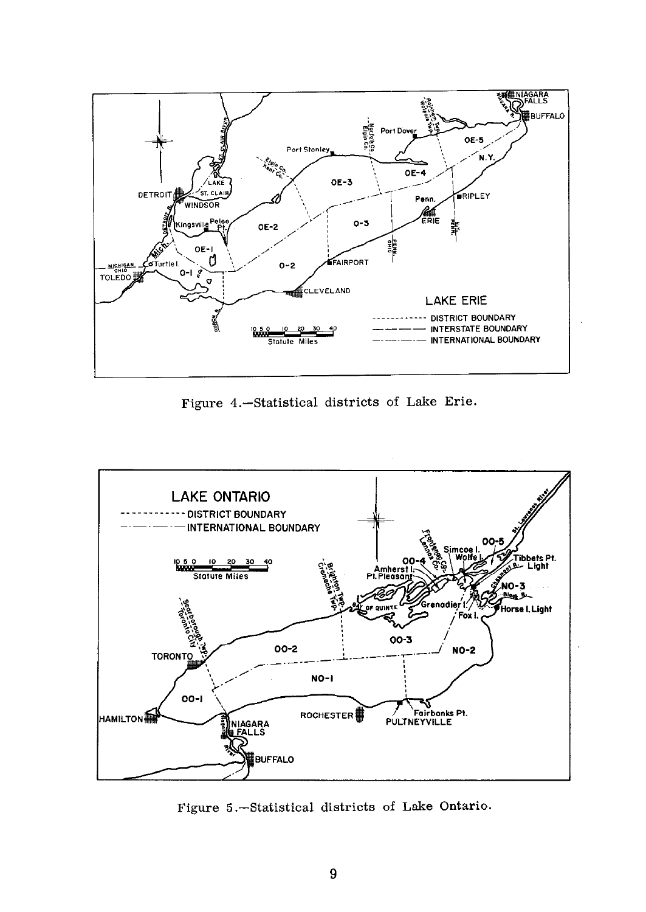Figure 4.—Statistical districts of Lake Erie.

Figure 5.—Statistical districts of Lake Ontario.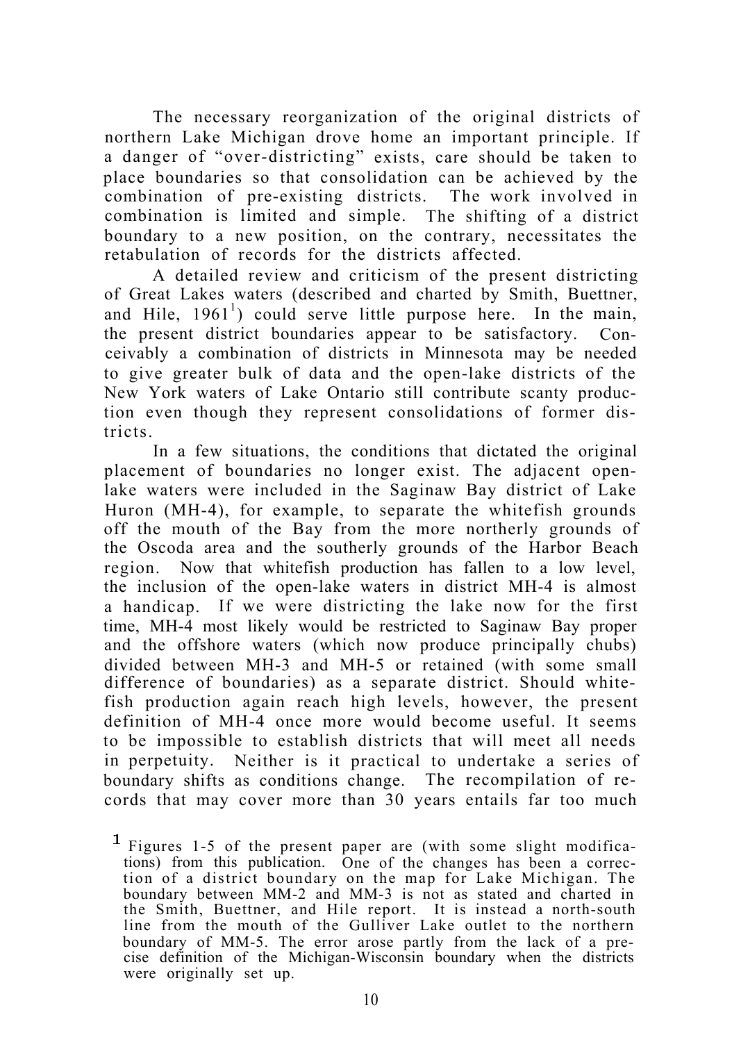The necessary reorganization of the original districts of northern Lake Michigan drove home an important principle. If a danger of "over-districting" exists, care should be taken to place boundaries so that consolidation can be achieved by the combination of pre-existing districts. The work involved in combination is limited and simple. The shifting of a district boundary to a new position, on the contrary, necessitates the retabulation of records for the districts affected.

A detailed review and criticism of the present districting of Great Lakes waters (described and charted by Smith, Buettner, and Hile, 1961[1]) could serve little purpose here. In the main, the present district boundaries appear to be satisfactory. Conceivably a combination of districts in Minnesota may be needed to give greater bulk of data and the open-lake districts of the New York waters of Lake Ontario still contribute scanty production even though they represent consolidations of former districts.

In a few situations, the conditions that dictated the original placement of boundaries no longer exist. The adjacent open-lake waters were included in the Saginaw Bay district of Lake Huron (MH-4), for example, to separate the whitefish grounds off the mouth of the Bay from the more northerly grounds of the Oscoda area and the southerly grounds of the Harbor Beach region. Now that whitefish production has fallen to a low level, the inclusion of the open-lake waters in district MH-4 is almost a handicap. If we were districting the lake now for the first time, MH-4 most likely would be restricted to Saginaw Bay proper and the offshore waters (which now produce principally chubs) divided between MH-3 and MH-5 or retained (with some small difference of boundaries) as a separate district. Should whitefish production again reach high levels, however, the present definition of MH-4 once more would become useful. It seems to be impossible to establish districts that will meet all needs in perpetuity. Neither is it practical to undertake a series of boundary shifts as conditions change. The recompilation of records that may cover more than 30 years entails far too much

[1] Figures 1-5 of the present paper are (with some slight modifications) from this publication. One of the changes has been a correction of a district boundary on the map for Lake Michigan. The boundary between MM-2 and MM-3 is not as stated and charted in the Smith, Buettner, and Hile report. It is instead a north-south line from the mouth of the Gulliver Lake outlet to the northern boundary of MM-5. The error arose partly from the lack of a precise definition of the Michigan-Wisconsin boundary when the districts were originally set up.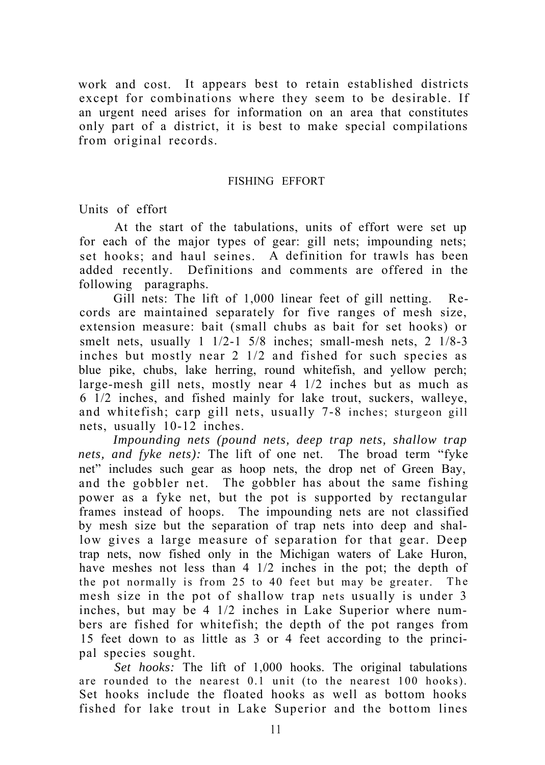work and cost. It appears best to retain established districts except for combinations where they seem to be desirable. If an urgent need arises for information on an area that constitutes only part of a district, it is best to make special compilations from original records.

## FISHING EFFORT

### Units of effort

At the start of the tabulations, units of effort were set up for each of the major types of gear: gill nets; impounding nets; set hooks; and haul seines. A definition for trawls has been added recently. Definitions and comments are offered in the following paragraphs.

Gill nets: The lift of 1,000 linear feet of gill netting. Records are maintained separately for five ranges of mesh size, extension measure: bait (small chubs as bait for set hooks) or smelt nets, usually 1 1/2-1 5/8 inches; small-mesh nets, 2 1/8-3 inches but mostly near 2 1/2 and fished for such species as blue pike, chubs, lake herring, round whitefish, and yellow perch; large-mesh gill nets, mostly near 4 1/2 inches but as much as 6 1/2 inches, and fished mainly for lake trout, suckers, walleye, and whitefish; carp gill nets, usually 7-8 inches; sturgeon gill nets, usually 10-12 inches.

*Impounding nets (pound nets, deep trap nets, shallow trap nets, and fyke nets):* The lift of one net. The broad term "fyke net" includes such gear as hoop nets, the drop net of Green Bay, and the gobbler net. The gobbler has about the same fishing power as a fyke net, but the pot is supported by rectangular frames instead of hoops. The impounding nets are not classified by mesh size but the separation of trap nets into deep and shallow gives a large measure of separation for that gear. Deep trap nets, now fished only in the Michigan waters of Lake Huron, have meshes not less than 4 1/2 inches in the pot; the depth of the pot normally is from 25 to 40 feet but may be greater. The mesh size in the pot of shallow trap nets usually is under 3 inches, but may be 4 1/2 inches in Lake Superior where numbers are fished for whitefish; the depth of the pot ranges from 15 feet down to as little as 3 or 4 feet according to the principal species sought.

*Set hooks:* The lift of 1,000 hooks. The original tabulations are rounded to the nearest 0.1 unit (to the nearest 100 hooks). Set hooks include the floated hooks as well as bottom hooks fished for lake trout in Lake Superior and the bottom lines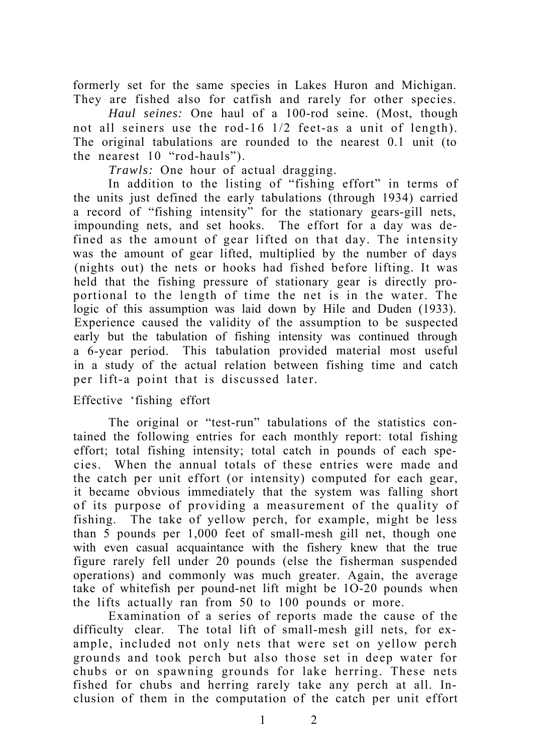formerly set for the same species in Lakes Huron and Michigan. They are fished also for catfish and rarely for other species.

*Haul seines:* One haul of a 100-rod seine. (Most, though not all seiners use the rod-16 1/2 feet-as a unit of length). The original tabulations are rounded to the nearest 0.1 unit (to the nearest 10 "rod-hauls").

*Trawls:* One hour of actual dragging.

In addition to the listing of "fishing effort" in terms of the units just defined the early tabulations (through 1934) carried a record of "fishing intensity" for the stationary gears-gill nets, impounding nets, and set hooks. The effort for a day was defined as the amount of gear lifted on that day. The intensity was the amount of gear lifted, multiplied by the number of days (nights out) the nets or hooks had fished before lifting. It was held that the fishing pressure of stationary gear is directly proportional to the length of time the net is in the water. The logic of this assumption was laid down by Hile and Duden (1933). Experience caused the validity of the assumption to be suspected early but the tabulation of fishing intensity was continued through a 6-year period. This tabulation provided material most useful in a study of the actual relation between fishing time and catch per lift-a point that is discussed later.

## Effective 'fishing effort

The original or "test-run" tabulations of the statistics contained the following entries for each monthly report: total fishing effort; total fishing intensity; total catch in pounds of each species. When the annual totals of these entries were made and the catch per unit effort (or intensity) computed for each gear, it became obvious immediately that the system was falling short of its purpose of providing a measurement of the quality of fishing. The take of yellow perch, for example, might be less than 5 pounds per 1,000 feet of small-mesh gill net, though one with even casual acquaintance with the fishery knew that the true figure rarely fell under 20 pounds (else the fisherman suspended operations) and commonly was much greater. Again, the average take of whitefish per pound-net lift might be 1O-20 pounds when the lifts actually ran from 50 to 100 pounds or more.

Examination of a series of reports made the cause of the difficulty clear. The total lift of small-mesh gill nets, for example, included not only nets that were set on yellow perch grounds and took perch but also those set in deep water for chubs or on spawning grounds for lake herring. These nets fished for chubs and herring rarely take any perch at all. Inclusion of them in the computation of the catch per unit effort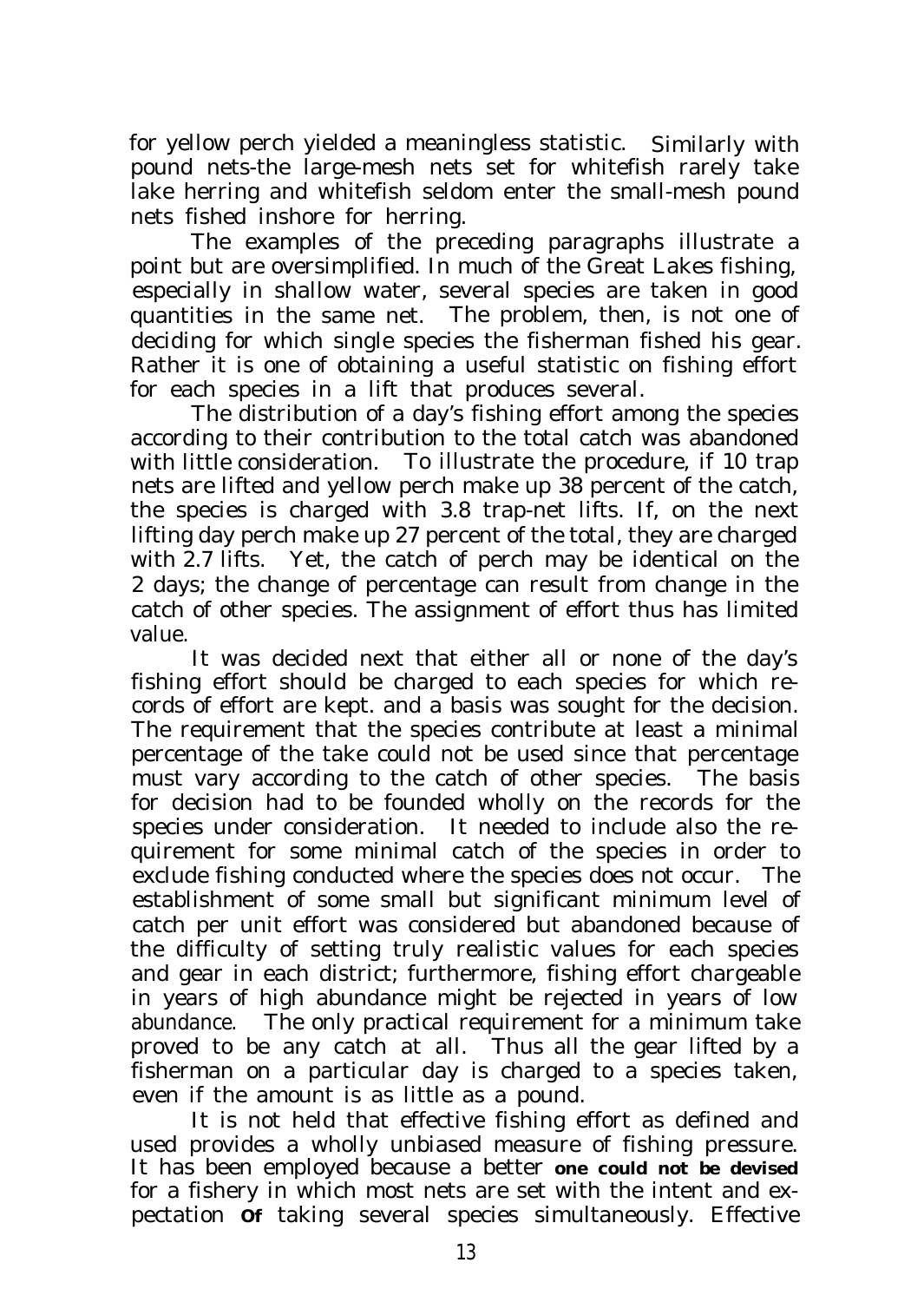for yellow perch yielded a meaningless statistic. Similarly with pound nets-the large-mesh nets set for whitefish rarely take lake herring and whitefish seldom enter the small-mesh pound nets fished inshore for herring.

The examples of the preceding paragraphs illustrate a point but are oversimplified. In much of the Great Lakes fishing, especially in shallow water, several species are taken in good quantities in the same net. The problem, then, is not one of deciding for which single species the fisherman fished his gear. Rather it is one of obtaining a useful statistic on fishing effort for each species in a lift that produces several.

The distribution of a day's fishing effort among the species according to their contribution to the total catch was abandoned with little consideration. To illustrate the procedure, if 10 trap nets are lifted and yellow perch make up 38 percent of the catch, the species is charged with 3.8 trap-net lifts. If, on the next lifting day perch make up 27 percent of the total, they are charged with 2.7 lifts. Yet, the catch of perch may be identical on the 2 days; the change of percentage can result from change in the catch of other species. The assignment of effort thus has limited value.

It was decided next that either all or none of the day's fishing effort should be charged to each species for which records of effort are kept. and a basis was sought for the decision. The requirement that the species contribute at least a minimal percentage of the take could not be used since that percentage must vary according to the catch of other species. The basis for decision had to be founded wholly on the records for the species under consideration. It needed to include also the requirement for some minimal catch of the species in order to exclude fishing conducted where the species does not occur. The establishment of some small but significant minimum level of catch per unit effort was considered but abandoned because of the difficulty of setting truly realistic values for each species and gear in each district; furthermore, fishing effort chargeable in years of high abundance might be rejected in years of low abundance. The only practical requirement for a minimum take proved to be any catch at all. Thus all the gear lifted by a fisherman on a particular day is charged to a species taken, even if the amount is as little as a pound.

It is not held that effective fishing effort as defined and used provides a wholly unbiased measure of fishing pressure. It has been employed because a better one could not be devised for a fishery in which most nets are set with the intent and expectation of taking several species simultaneously. Effective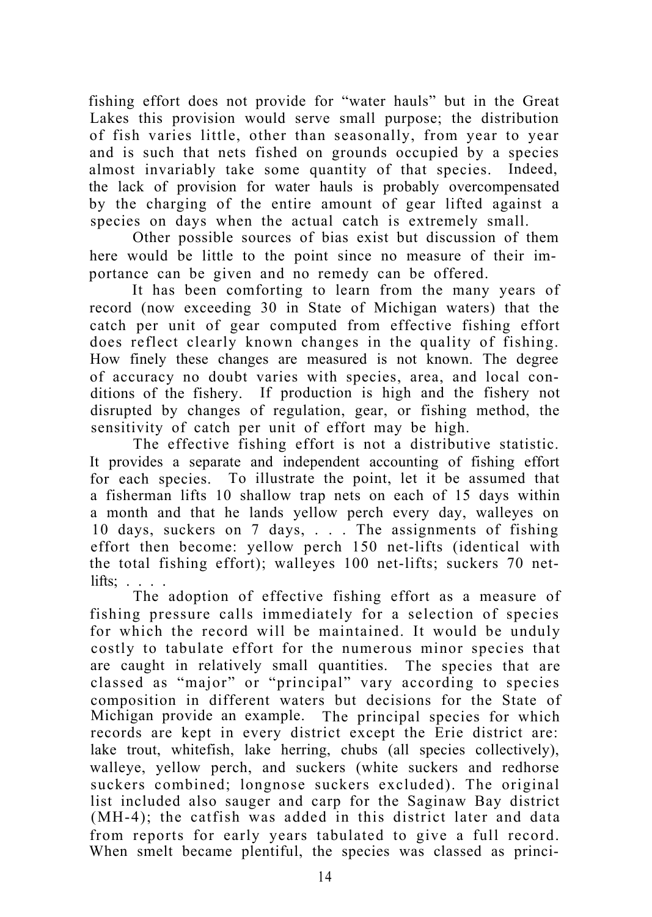fishing effort does not provide for "water hauls" but in the Great Lakes this provision would serve small purpose; the distribution of fish varies little, other than seasonally, from year to year and is such that nets fished on grounds occupied by a species almost invariably take some quantity of that species. Indeed, the lack of provision for water hauls is probably overcompensated by the charging of the entire amount of gear lifted against a species on days when the actual catch is extremely small.

Other possible sources of bias exist but discussion of them here would be little to the point since no measure of their importance can be given and no remedy can be offered.

It has been comforting to learn from the many years of record (now exceeding 30 in State of Michigan waters) that the catch per unit of gear computed from effective fishing effort does reflect clearly known changes in the quality of fishing. How finely these changes are measured is not known. The degree of accuracy no doubt varies with species, area, and local conditions of the fishery. If production is high and the fishery not disrupted by changes of regulation, gear, or fishing method, the sensitivity of catch per unit of effort may be high.

The effective fishing effort is not a distributive statistic. It provides a separate and independent accounting of fishing effort for each species. To illustrate the point, let it be assumed that a fisherman lifts 10 shallow trap nets on each of 15 days within a month and that he lands yellow perch every day, walleyes on 10 days, suckers on 7 days, . . . The assignments of fishing effort then become: yellow perch 150 net-lifts (identical with the total fishing effort); walleyes 100 net-lifts; suckers 70 net-lifts; . . . .

The adoption of effective fishing effort as a measure of fishing pressure calls immediately for a selection of species for which the record will be maintained. It would be unduly costly to tabulate effort for the numerous minor species that are caught in relatively small quantities. The species that are classed as "major" or "principal" vary according to species composition in different waters but decisions for the State of Michigan provide an example. The principal species for which records are kept in every district except the Erie district are: lake trout, whitefish, lake herring, chubs (all species collectively), walleye, yellow perch, and suckers (white suckers and redhorse suckers combined; longnose suckers excluded). The original list included also sauger and carp for the Saginaw Bay district (MH-4); the catfish was added in this district later and data from reports for early years tabulated to give a full record. When smelt became plentiful, the species was classed as princi-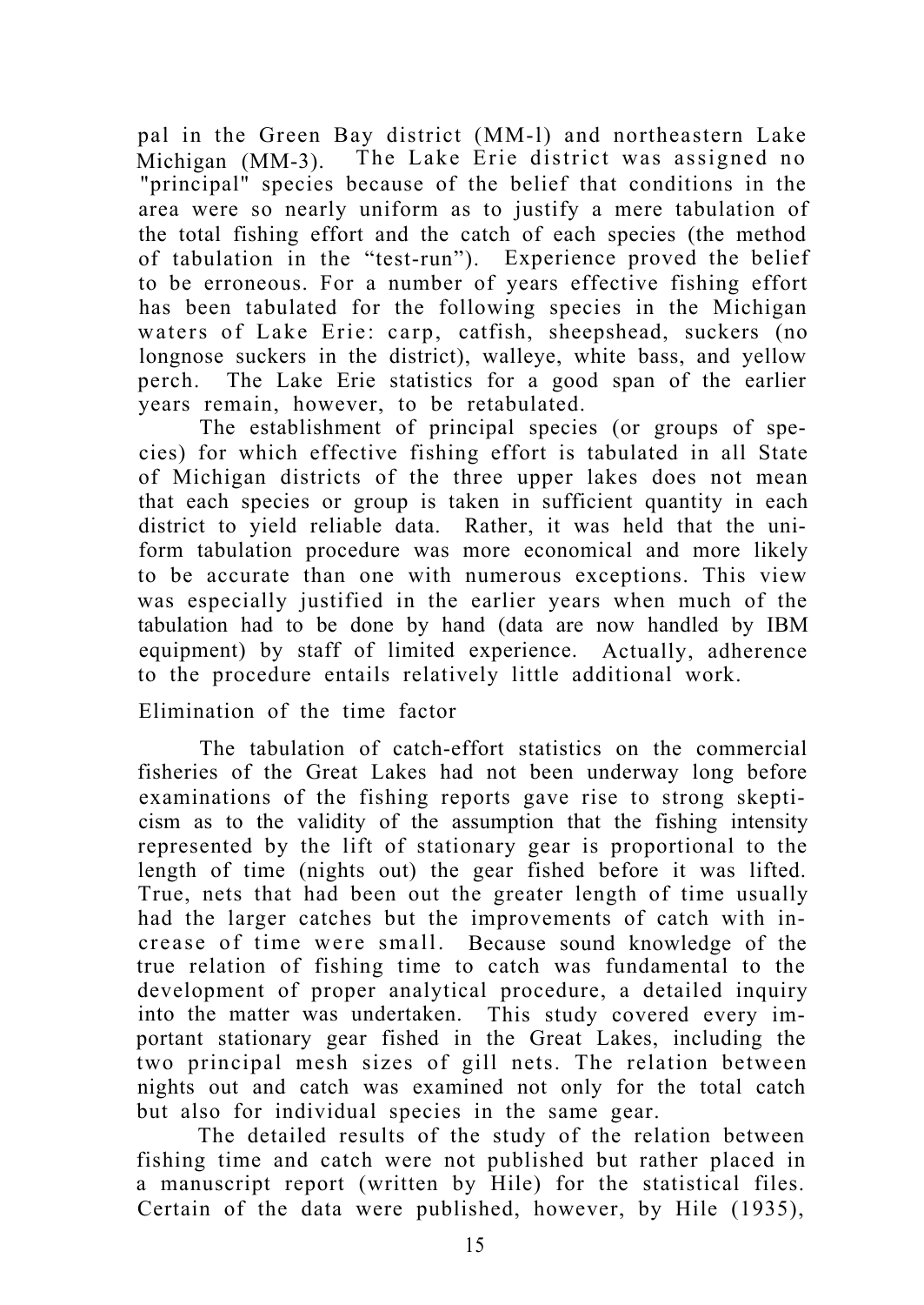pal in the Green Bay district (MM-l) and northeastern Lake Michigan (MM-3). The Lake Erie district was assigned no "principal" species because of the belief that conditions in the area were so nearly uniform as to justify a mere tabulation of the total fishing effort and the catch of each species (the method of tabulation in the "test-run"). Experience proved the belief to be erroneous. For a number of years effective fishing effort has been tabulated for the following species in the Michigan waters of Lake Erie: carp, catfish, sheepshead, suckers (no longnose suckers in the district), walleye, white bass, and yellow perch. The Lake Erie statistics for a good span of the earlier years remain, however, to be retabulated.

The establishment of principal species (or groups of species) for which effective fishing effort is tabulated in all State of Michigan districts of the three upper lakes does not mean that each species or group is taken in sufficient quantity in each district to yield reliable data. Rather, it was held that the uniform tabulation procedure was more economical and more likely to be accurate than one with numerous exceptions. This view was especially justified in the earlier years when much of the tabulation had to be done by hand (data are now handled by IBM equipment) by staff of limited experience. Actually, adherence to the procedure entails relatively little additional work.

## Elimination of the time factor

The tabulation of catch-effort statistics on the commercial fisheries of the Great Lakes had not been underway long before examinations of the fishing reports gave rise to strong skepticism as to the validity of the assumption that the fishing intensity represented by the lift of stationary gear is proportional to the length of time (nights out) the gear fished before it was lifted. True, nets that had been out the greater length of time usually had the larger catches but the improvements of catch with increase of time were small. Because sound knowledge of the true relation of fishing time to catch was fundamental to the development of proper analytical procedure, a detailed inquiry into the matter was undertaken. This study covered every important stationary gear fished in the Great Lakes, including the two principal mesh sizes of gill nets. The relation between nights out and catch was examined not only for the total catch but also for individual species in the same gear.

The detailed results of the study of the relation between fishing time and catch were not published but rather placed in a manuscript report (written by Hile) for the statistical files. Certain of the data were published, however, by Hile (1935),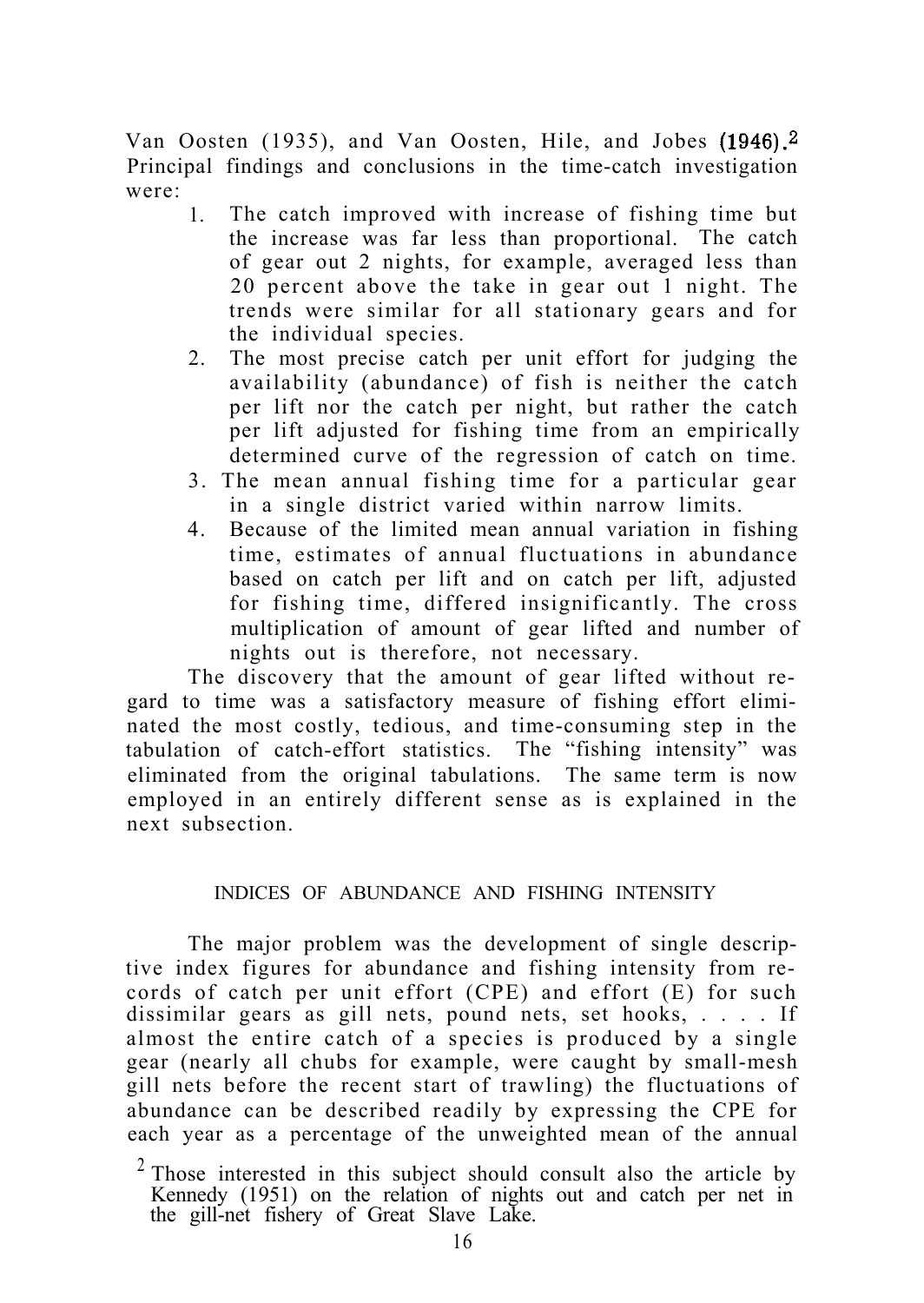Van Oosten (1935), and Van Oosten, Hile, and Jobes (1946).[2] Principal findings and conclusions in the time-catch investigation were:

1. The catch improved with increase of fishing time but the increase was far less than proportional. The catch of gear out 2 nights, for example, averaged less than 20 percent above the take in gear out 1 night. The trends were similar for all stationary gears and for the individual species.
2. The most precise catch per unit effort for judging the availability (abundance) of fish is neither the catch per lift nor the catch per night, but rather the catch per lift adjusted for fishing time from an empirically determined curve of the regression of catch on time.
3. The mean annual fishing time for a particular gear in a single district varied within narrow limits.
4. Because of the limited mean annual variation in fishing time, estimates of annual fluctuations in abundance based on catch per lift and on catch per lift, adjusted for fishing time, differed insignificantly. The cross multiplication of amount of gear lifted and number of nights out is therefore, not necessary.

The discovery that the amount of gear lifted without regard to time was a satisfactory measure of fishing effort eliminated the most costly, tedious, and time-consuming step in the tabulation of catch-effort statistics. The "fishing intensity" was eliminated from the original tabulations. The same term is now employed in an entirely different sense as is explained in the next subsection.

## INDICES OF ABUNDANCE AND FISHING INTENSITY

The major problem was the development of single descriptive index figures for abundance and fishing intensity from records of catch per unit effort (CPE) and effort (E) for such dissimilar gears as gill nets, pound nets, set hooks, . . . . If almost the entire catch of a species is produced by a single gear (nearly all chubs for example, were caught by small-mesh gill nets before the recent start of trawling) the fluctuations of abundance can be described readily by expressing the CPE for each year as a percentage of the unweighted mean of the annual

[2] Those interested in this subject should consult also the article by Kennedy (1951) on the relation of nights out and catch per net in the gill-net fishery of Great Slave Lake.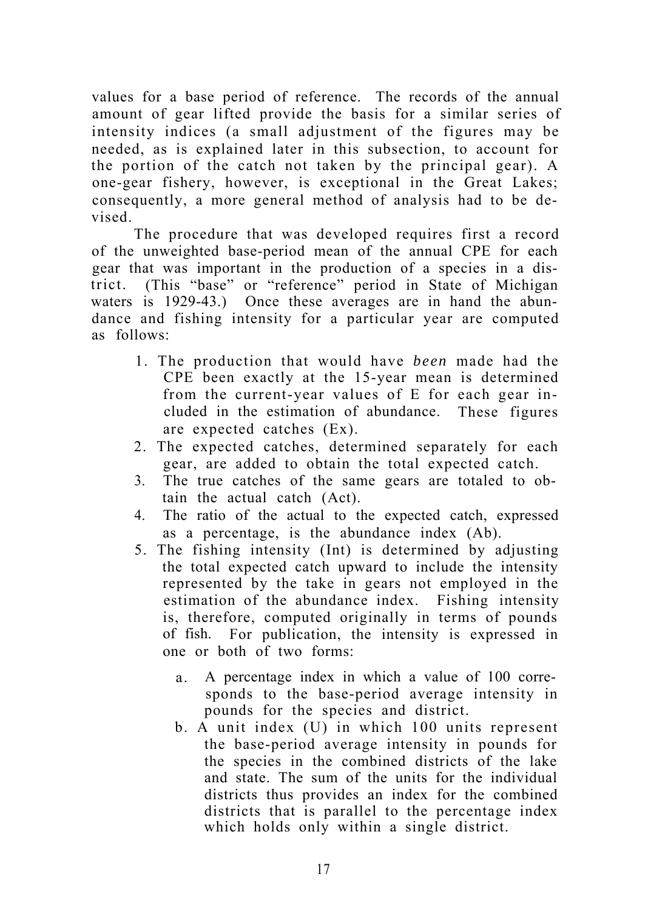values for a base period of reference. The records of the annual amount of gear lifted provide the basis for a similar series of intensity indices (a small adjustment of the figures may be needed, as is explained later in this subsection, to account for the portion of the catch not taken by the principal gear). A one-gear fishery, however, is exceptional in the Great Lakes; consequently, a more general method of analysis had to be devised.

The procedure that was developed requires first a record of the unweighted base-period mean of the annual CPE for each gear that was important in the production of a species in a district. (This "base" or "reference" period in State of Michigan waters is 1929-43.) Once these averages are in hand the abundance and fishing intensity for a particular year are computed as follows:

1. The production that would have *been* made had the CPE been exactly at the 15-year mean is determined from the current-year values of E for each gear included in the estimation of abundance. These figures are expected catches (Ex).
2. The expected catches, determined separately for each gear, are added to obtain the total expected catch.
3. The true catches of the same gears are totaled to obtain the actual catch (Act).
4. The ratio of the actual to the expected catch, expressed as a percentage, is the abundance index (Ab).
5. The fishing intensity (Int) is determined by adjusting the total expected catch upward to include the intensity represented by the take in gears not employed in the estimation of the abundance index. Fishing intensity is, therefore, computed originally in terms of pounds of fish. For publication, the intensity is expressed in one or both of two forms:
   a. A percentage index in which a value of 100 corresponds to the base-period average intensity in pounds for the species and district.
   b. A unit index (U) in which 100 units represent the base-period average intensity in pounds for the species in the combined districts of the lake and state. The sum of the units for the individual districts thus provides an index for the combined districts that is parallel to the percentage index which holds only within a single district.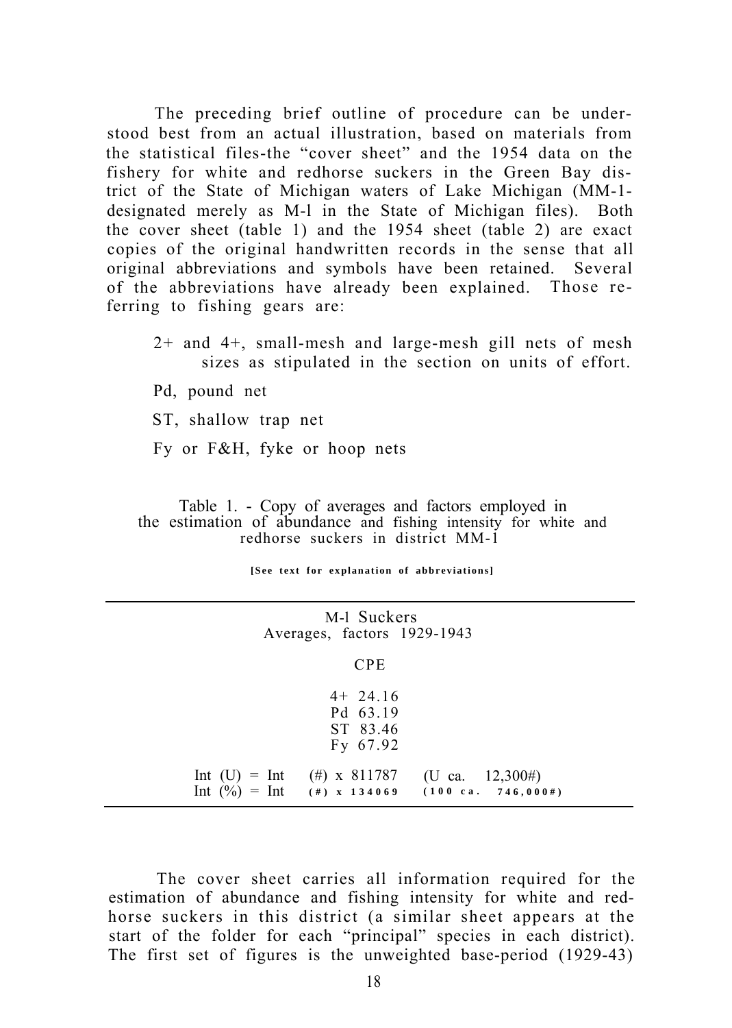The preceding brief outline of procedure can be understood best from an actual illustration, based on materials from the statistical files-the "cover sheet" and the 1954 data on the fishery for white and redhorse suckers in the Green Bay district of the State of Michigan waters of Lake Michigan (MM-1-designated merely as M-l in the State of Michigan files). Both the cover sheet (table 1) and the 1954 sheet (table 2) are exact copies of the original handwritten records in the sense that all original abbreviations and symbols have been retained. Several of the abbreviations have already been explained. Those referring to fishing gears are:

- 2+ and 4+, small-mesh and large-mesh gill nets of mesh sizes as stipulated in the section on units of effort.
- Pd, pound net
- ST, shallow trap net
- Fy or F&H, fyke or hoop nets

Table 1. - Copy of averages and factors employed in the estimation of abundance and fishing intensity for white and redhorse suckers in district MM-1

[See text for explanation of abbreviations]

| M-l Suckers<br>Averages, factors 1929-1943 |
|---|
| CPE |
| 4+ 24.16 |
| Pd 63.19 |
| ST 83.46 |
| Fy 67.92 |
| Int (U) = Int (#) x 811787 (U ca. 12,300#) |
| Int (%) = Int (#) x 134069 (100 ca. 746,000#) |

The cover sheet carries all information required for the estimation of abundance and fishing intensity for white and redhorse suckers in this district (a similar sheet appears at the start of the folder for each "principal" species in each district). The first set of figures is the unweighted base-period (1929-43)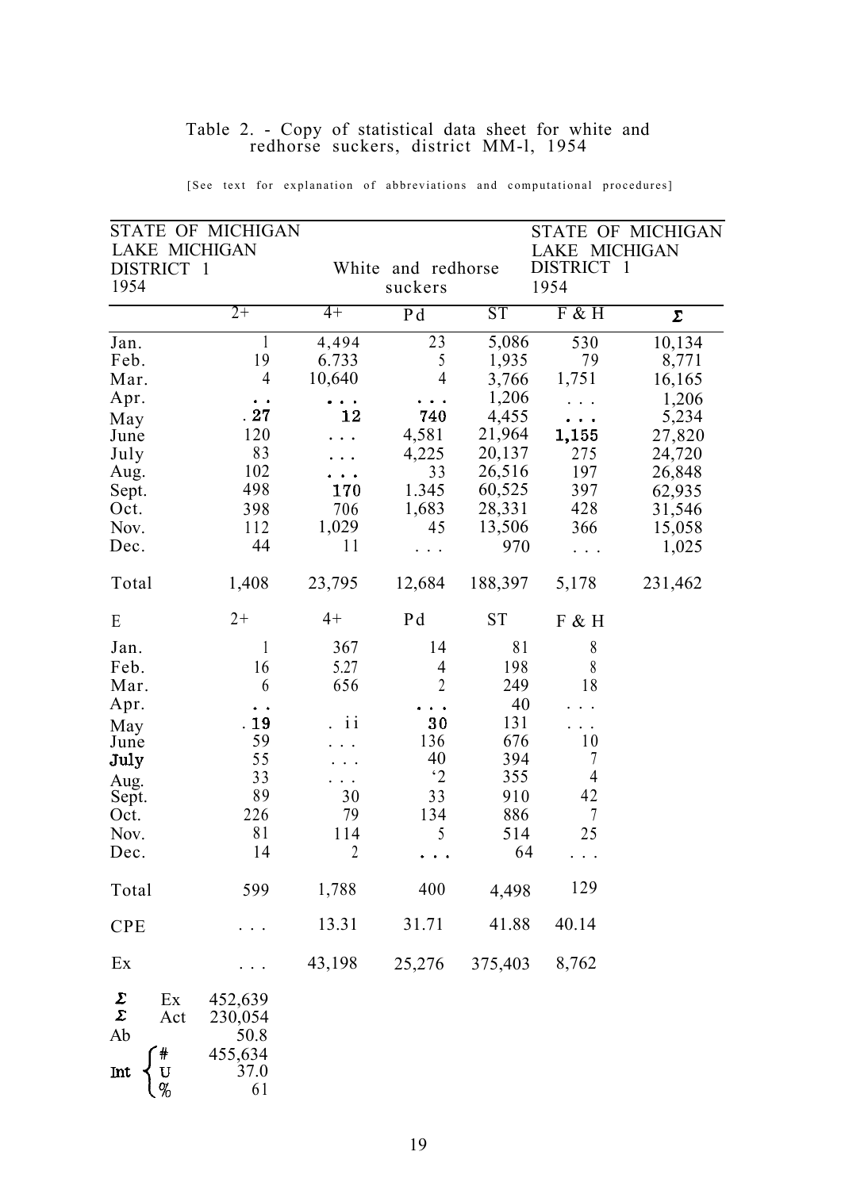Table 2. - Copy of statistical data sheet for white and redhorse suckers, district MM-l, 1954

[See text for explanation of abbreviations and computational procedures]

| STATE OF MICHIGAN LAKE MICHIGAN DISTRICT 1 1954 | | White and redhorse suckers | | STATE OF MICHIGAN LAKE MICHIGAN DISTRICT 1 1954 | | |
|---|---|---|---|---|---|---|
| | 2+ | 4+ | Pd | ST | F & H | Σ |
| Jan. | 1 | 4,494 | 23 | 5,086 | 530 | 10,134 |
| Feb. | 19 | 6.733 | 5 | 1,935 | 79 | 8,771 |
| Mar. | 4 | 10,640 | 4 | 3,766 | 1,751 | 16,165 |
| Apr. | . . | . . . | . . . | 1,206 | . . . | 1,206 |
| May | . 27 | 12 | 740 | 4,455 | . . . | 5,234 |
| June | 120 | . . . | 4,581 | 21,964 | 1,155 | 27,820 |
| July | 83 | . . . | 4,225 | 20,137 | 275 | 24,720 |
| Aug. | 102 | . . . | 33 | 26,516 | 197 | 26,848 |
| Sept. | 498 | 170 | 1.345 | 60,525 | 397 | 62,935 |
| Oct. | 398 | 706 | 1,683 | 28,331 | 428 | 31,546 |
| Nov. | 112 | 1,029 | 45 | 13,506 | 366 | 15,058 |
| Dec. | 44 | 11 | . . . | 970 | . . . | 1,025 |
| Total | 1,408 | 23,795 | 12,684 | 188,397 | 5,178 | 231,462 |
| E | 2+ | 4+ | Pd | ST | F & H | |
| Jan. | 1 | 367 | 14 | 81 | 8 | |
| Feb. | 16 | 5.27 | 4 | 198 | 8 | |
| Mar. | 6 | 656 | 2 | 249 | 18 | |
| Apr. | . . | | . . . | 40 | . . . | |
| May | . 19 | . ii | 30 | 131 | . . . | |
| June | 59 | . . . | 136 | 676 | 10 | |
| July | 55 | . . . | 40 | 394 | 7 | |
| Aug. | 33 | . . . | '2 | 355 | 4 | |
| Sept. | 89 | 30 | 33 | 910 | 42 | |
| Oct. | 226 | 79 | 134 | 886 | 7 | |
| Nov. | 81 | 114 | 5 | 514 | 25 | |
| Dec. | 14 | 2 | . . . | 64 | . . . | |
| Total | 599 | 1,788 | 400 | 4,498 | 129 | |
| CPE | . . . | 13.31 | 31.71 | 41.88 | 40.14 | |
| Ex | . . . | 43,198 | 25,276 | 375,403 | 8,762 | |
| Σ Ex | 452,639 | | | | | |
| Σ Act | 230,054 | | | | | |
| Ab | 50.8 | | | | | |
| Int # | 455,634 | | | | | |
| Int U | 37.0 | | | | | |
| Int % | 61 | | | | | |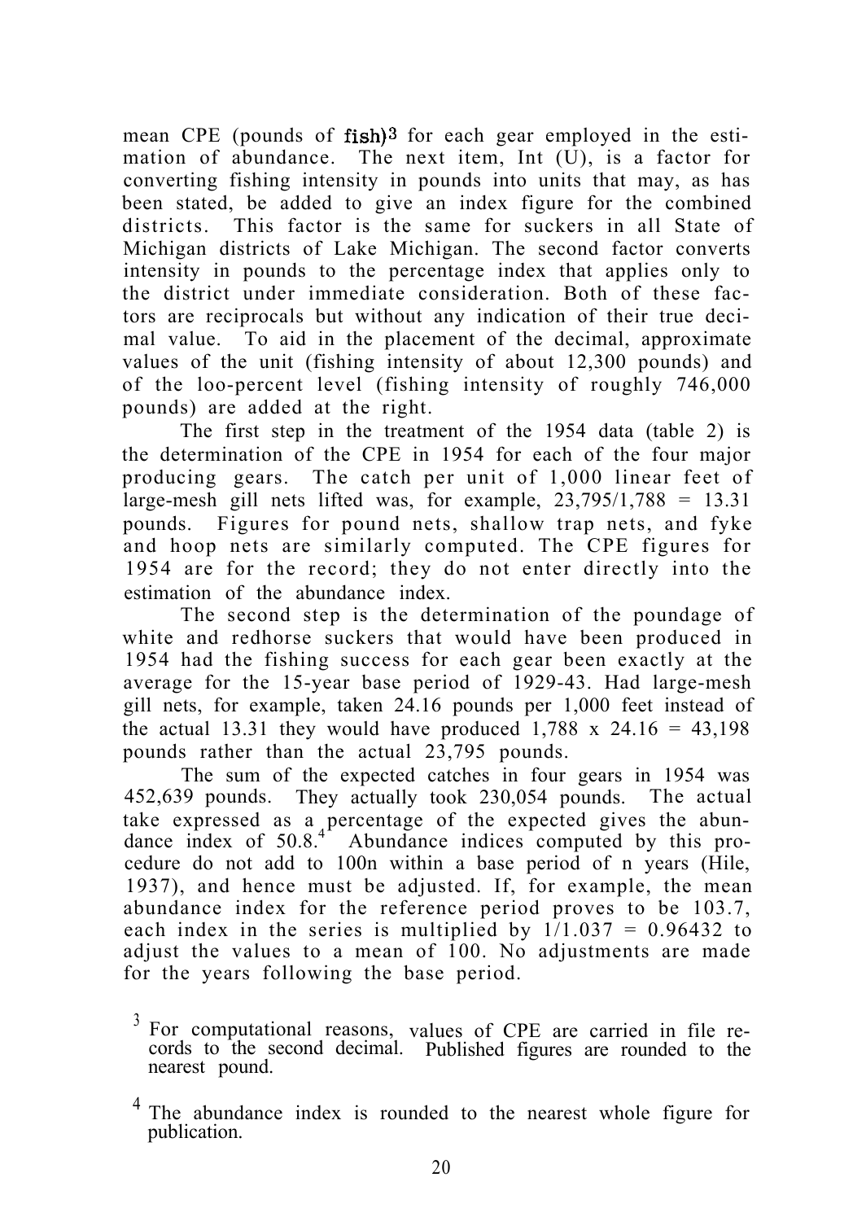mean CPE (pounds of fish)[3] for each gear employed in the estimation of abundance. The next item, Int (U), is a factor for converting fishing intensity in pounds into units that may, as has been stated, be added to give an index figure for the combined districts. This factor is the same for suckers in all State of Michigan districts of Lake Michigan. The second factor converts intensity in pounds to the percentage index that applies only to the district under immediate consideration. Both of these factors are reciprocals but without any indication of their true decimal value. To aid in the placement of the decimal, approximate values of the unit (fishing intensity of about 12,300 pounds) and of the loo-percent level (fishing intensity of roughly 746,000 pounds) are added at the right.

The first step in the treatment of the 1954 data (table 2) is the determination of the CPE in 1954 for each of the four major producing gears. The catch per unit of 1,000 linear feet of large-mesh gill nets lifted was, for example, 23,795/1,788 = 13.31 pounds. Figures for pound nets, shallow trap nets, and fyke and hoop nets are similarly computed. The CPE figures for 1954 are for the record; they do not enter directly into the estimation of the abundance index.

The second step is the determination of the poundage of white and redhorse suckers that would have been produced in 1954 had the fishing success for each gear been exactly at the average for the 15-year base period of 1929-43. Had large-mesh gill nets, for example, taken 24.16 pounds per 1,000 feet instead of the actual 13.31 they would have produced 1,788 x 24.16 = 43,198 pounds rather than the actual 23,795 pounds.

The sum of the expected catches in four gears in 1954 was 452,639 pounds. They actually took 230,054 pounds. The actual take expressed as a percentage of the expected gives the abundance index of 50.8.[4] Abundance indices computed by this procedure do not add to 100n within a base period of n years (Hile, 1937), and hence must be adjusted. If, for example, the mean abundance index for the reference period proves to be 103.7, each index in the series is multiplied by 1/1.037 = 0.96432 to adjust the values to a mean of 100. No adjustments are made for the years following the base period.

[3] For computational reasons, values of CPE are carried in file records to the second decimal. Published figures are rounded to the nearest pound.

[4] The abundance index is rounded to the nearest whole figure for publication.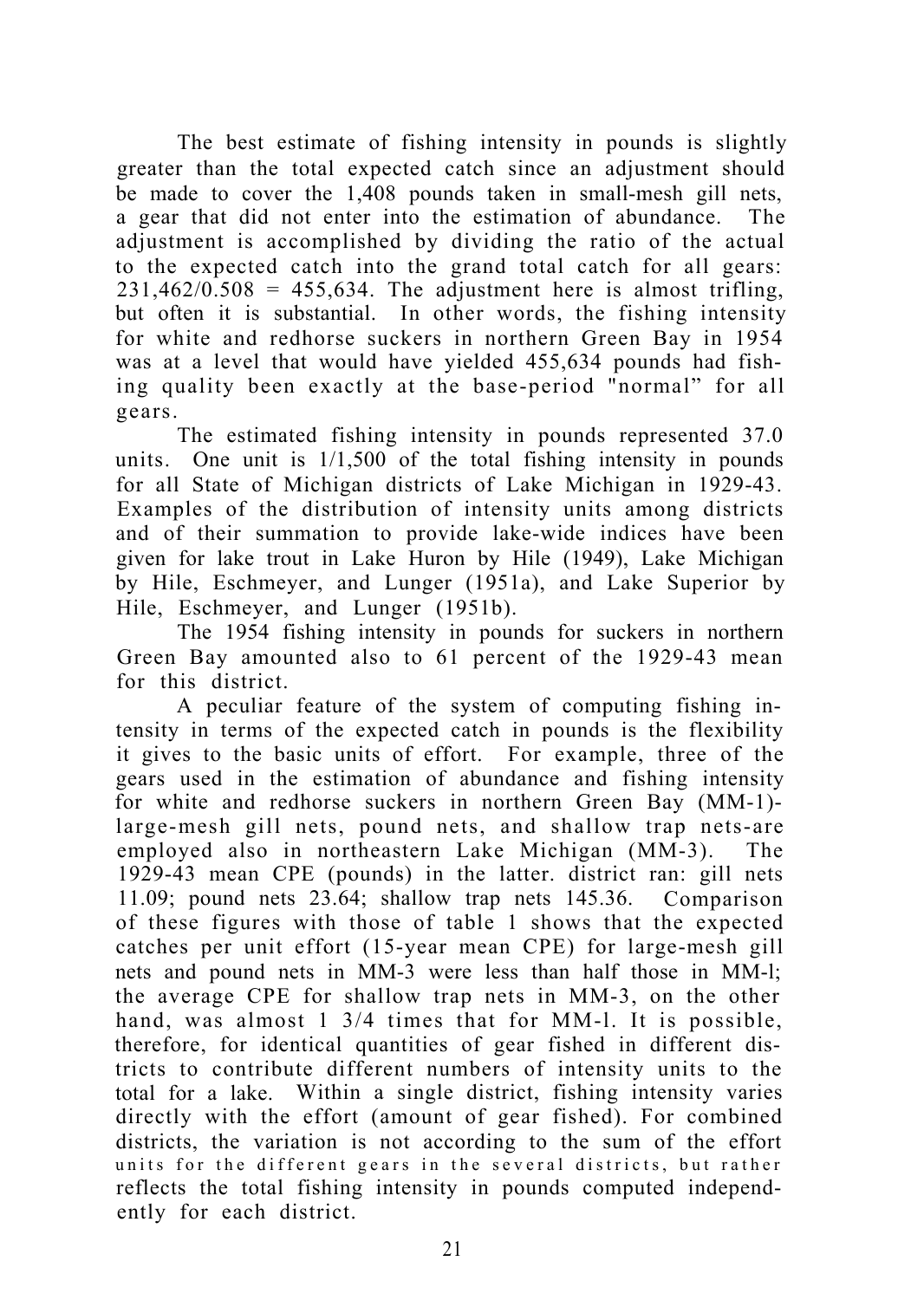The best estimate of fishing intensity in pounds is slightly greater than the total expected catch since an adjustment should be made to cover the 1,408 pounds taken in small-mesh gill nets, a gear that did not enter into the estimation of abundance. The adjustment is accomplished by dividing the ratio of the actual to the expected catch into the grand total catch for all gears: 231,462/0.508 = 455,634. The adjustment here is almost trifling, but often it is substantial. In other words, the fishing intensity for white and redhorse suckers in northern Green Bay in 1954 was at a level that would have yielded 455,634 pounds had fishing quality been exactly at the base-period "normal" for all gears.

The estimated fishing intensity in pounds represented 37.0 units. One unit is 1/1,500 of the total fishing intensity in pounds for all State of Michigan districts of Lake Michigan in 1929-43. Examples of the distribution of intensity units among districts and of their summation to provide lake-wide indices have been given for lake trout in Lake Huron by Hile (1949), Lake Michigan by Hile, Eschmeyer, and Lunger (1951a), and Lake Superior by Hile, Eschmeyer, and Lunger (1951b).

The 1954 fishing intensity in pounds for suckers in northern Green Bay amounted also to 61 percent of the 1929-43 mean for this district.

A peculiar feature of the system of computing fishing intensity in terms of the expected catch in pounds is the flexibility it gives to the basic units of effort. For example, three of the gears used in the estimation of abundance and fishing intensity for white and redhorse suckers in northern Green Bay (MM-1)-large-mesh gill nets, pound nets, and shallow trap nets-are employed also in northeastern Lake Michigan (MM-3). The 1929-43 mean CPE (pounds) in the latter. district ran: gill nets 11.09; pound nets 23.64; shallow trap nets 145.36. Comparison of these figures with those of table 1 shows that the expected catches per unit effort (15-year mean CPE) for large-mesh gill nets and pound nets in MM-3 were less than half those in MM-l; the average CPE for shallow trap nets in MM-3, on the other hand, was almost 1 3/4 times that for MM-l. It is possible, therefore, for identical quantities of gear fished in different districts to contribute different numbers of intensity units to the total for a lake. Within a single district, fishing intensity varies directly with the effort (amount of gear fished). For combined districts, the variation is not according to the sum of the effort units for the different gears in the several districts, but rather reflects the total fishing intensity in pounds computed independently for each district.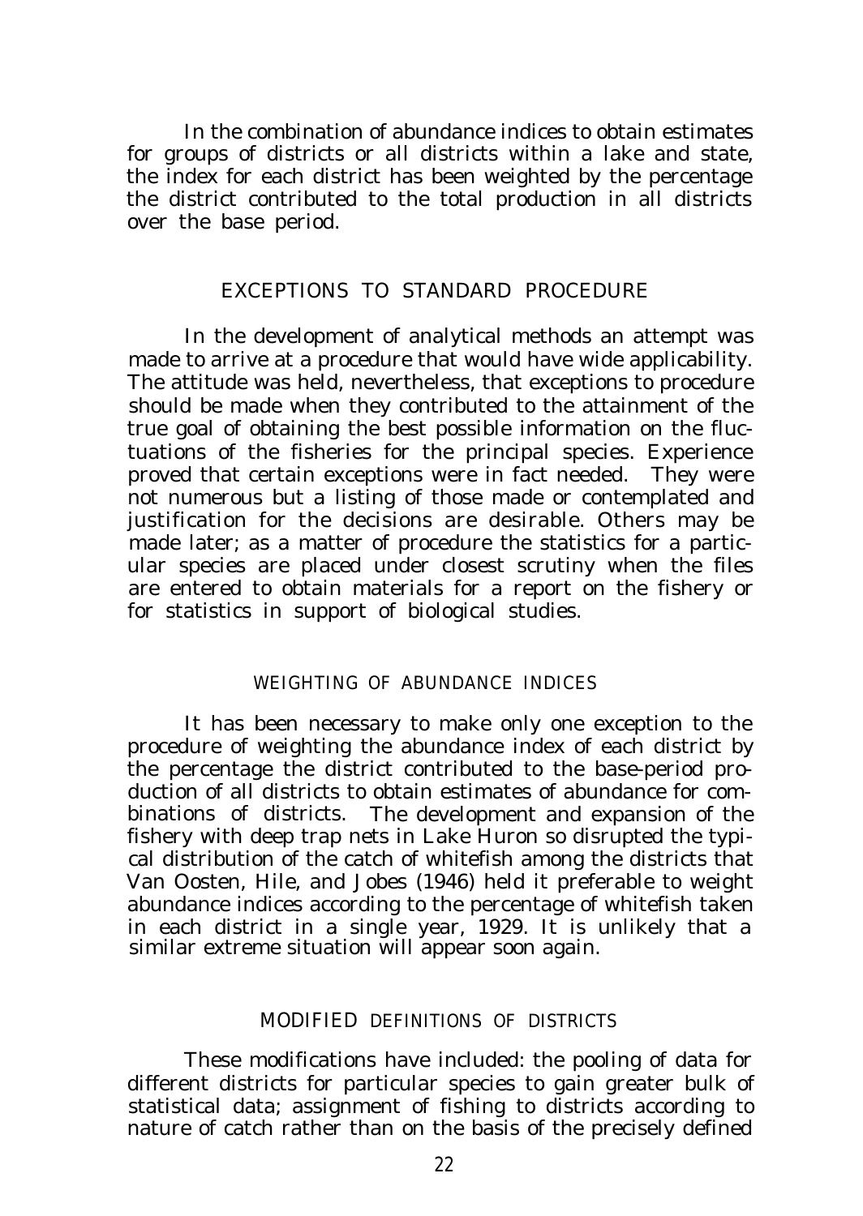In the combination of abundance indices to obtain estimates for groups of districts or all districts within a lake and state, the index for each district has been weighted by the percentage the district contributed to the total production in all districts over the base period.

## EXCEPTIONS TO STANDARD PROCEDURE

In the development of analytical methods an attempt was made to arrive at a procedure that would have wide applicability. The attitude was held, nevertheless, that exceptions to procedure should be made when they contributed to the attainment of the true goal of obtaining the best possible information on the fluctuations of the fisheries for the principal species. Experience proved that certain exceptions were in fact needed. They were not numerous but a listing of those made or contemplated and justification for the decisions are desirable. Others may be made later; as a matter of procedure the statistics for a particular species are placed under closest scrutiny when the files are entered to obtain materials for a report on the fishery or for statistics in support of biological studies.

### WEIGHTING OF ABUNDANCE INDICES

It has been necessary to make only one exception to the procedure of weighting the abundance index of each district by the percentage the district contributed to the base-period production of all districts to obtain estimates of abundance for combinations of districts. The development and expansion of the fishery with deep trap nets in Lake Huron so disrupted the typical distribution of the catch of whitefish among the districts that Van Oosten, Hile, and Jobes (1946) held it preferable to weight abundance indices according to the percentage of whitefish taken in each district in a single year, 1929. It is unlikely that a similar extreme situation will appear soon again.

### MODIFIED DEFINITIONS OF DISTRICTS

These modifications have included: the pooling of data for different districts for particular species to gain greater bulk of statistical data; assignment of fishing to districts according to nature of catch rather than on the basis of the precisely defined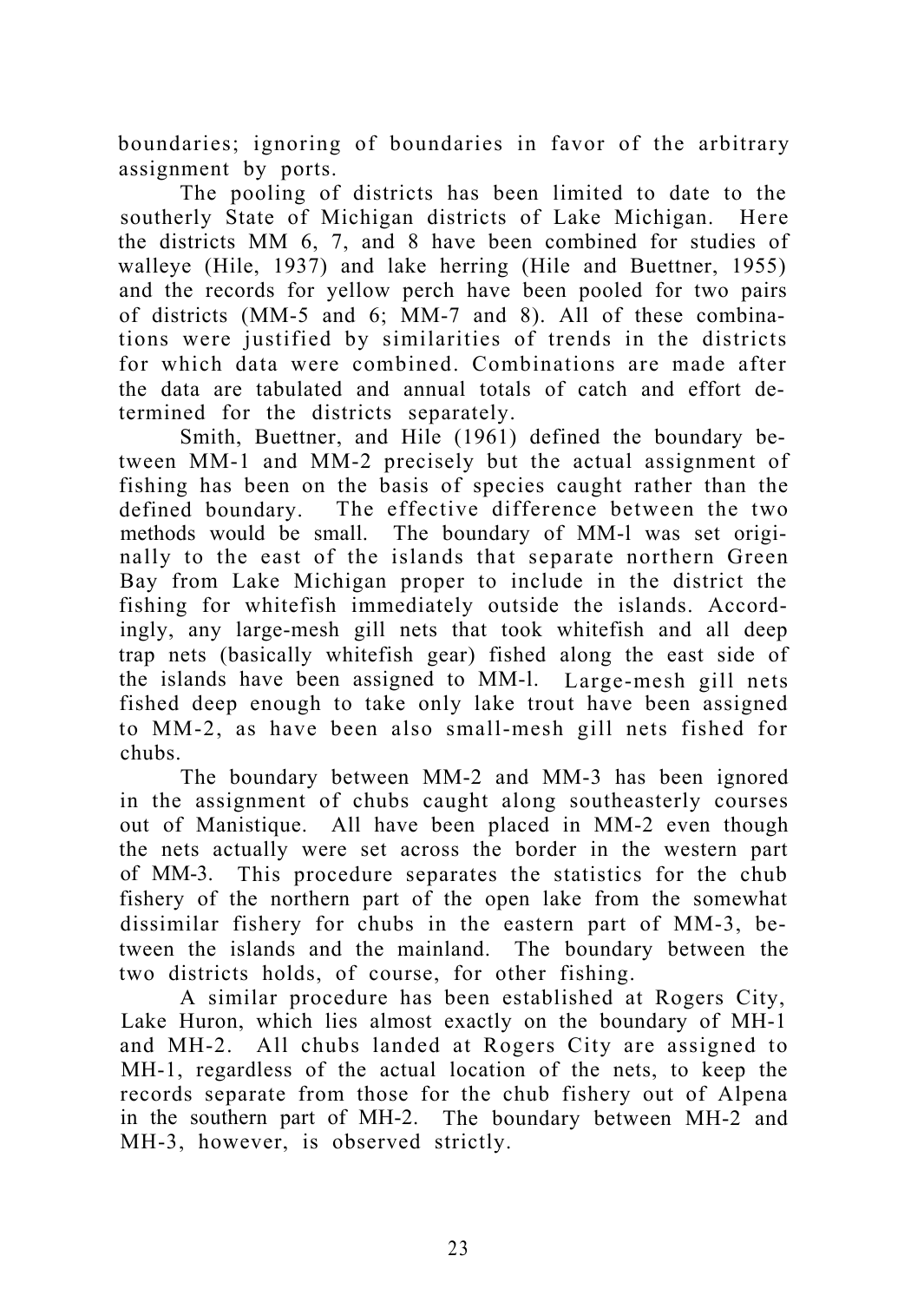boundaries; ignoring of boundaries in favor of the arbitrary assignment by ports.

The pooling of districts has been limited to date to the southerly State of Michigan districts of Lake Michigan. Here the districts MM 6, 7, and 8 have been combined for studies of walleye (Hile, 1937) and lake herring (Hile and Buettner, 1955) and the records for yellow perch have been pooled for two pairs of districts (MM-5 and 6; MM-7 and 8). All of these combinations were justified by similarities of trends in the districts for which data were combined. Combinations are made after the data are tabulated and annual totals of catch and effort determined for the districts separately.

Smith, Buettner, and Hile (1961) defined the boundary between MM-1 and MM-2 precisely but the actual assignment of fishing has been on the basis of species caught rather than the defined boundary. The effective difference between the two methods would be small. The boundary of MM-l was set originally to the east of the islands that separate northern Green Bay from Lake Michigan proper to include in the district the fishing for whitefish immediately outside the islands. Accordingly, any large-mesh gill nets that took whitefish and all deep trap nets (basically whitefish gear) fished along the east side of the islands have been assigned to MM-l. Large-mesh gill nets fished deep enough to take only lake trout have been assigned to MM-2, as have been also small-mesh gill nets fished for chubs.

The boundary between MM-2 and MM-3 has been ignored in the assignment of chubs caught along southeasterly courses out of Manistique. All have been placed in MM-2 even though the nets actually were set across the border in the western part of MM-3. This procedure separates the statistics for the chub fishery of the northern part of the open lake from the somewhat dissimilar fishery for chubs in the eastern part of MM-3, between the islands and the mainland. The boundary between the two districts holds, of course, for other fishing.

A similar procedure has been established at Rogers City, Lake Huron, which lies almost exactly on the boundary of MH-1 and MH-2. All chubs landed at Rogers City are assigned to MH-1, regardless of the actual location of the nets, to keep the records separate from those for the chub fishery out of Alpena in the southern part of MH-2. The boundary between MH-2 and MH-3, however, is observed strictly.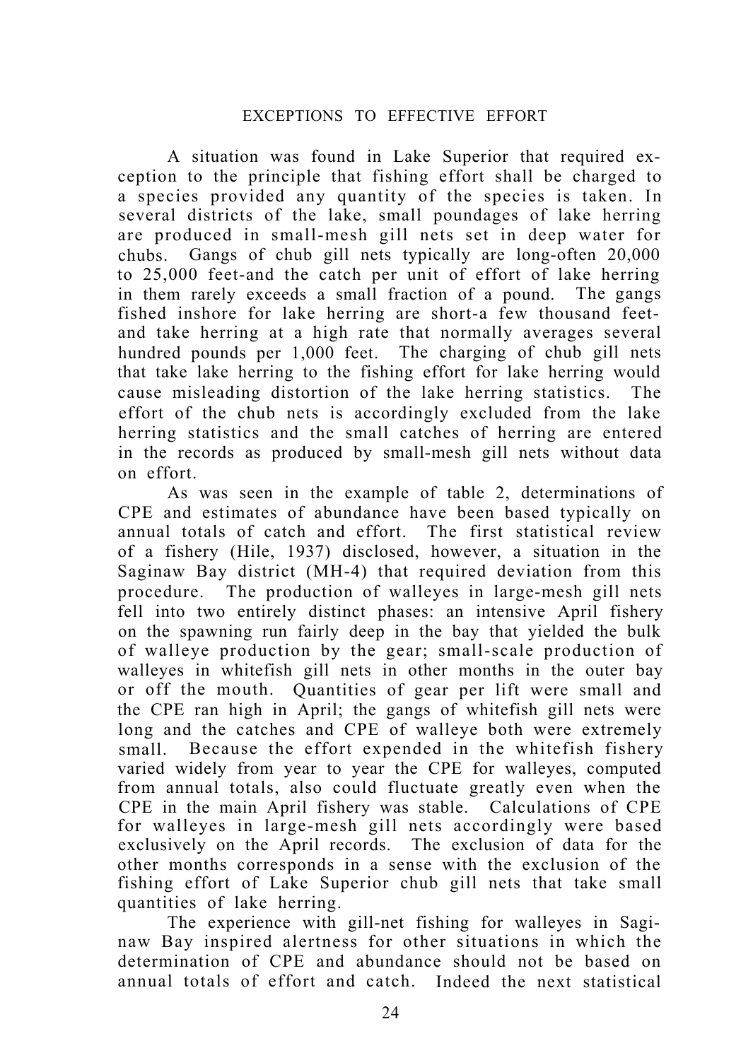## EXCEPTIONS TO EFFECTIVE EFFORT

A situation was found in Lake Superior that required exception to the principle that fishing effort shall be charged to a species provided any quantity of the species is taken. In several districts of the lake, small poundages of lake herring are produced in small-mesh gill nets set in deep water for chubs. Gangs of chub gill nets typically are long-often 20,000 to 25,000 feet-and the catch per unit of effort of lake herring in them rarely exceeds a small fraction of a pound. The gangs fished inshore for lake herring are short-a few thousand feet-and take herring at a high rate that normally averages several hundred pounds per 1,000 feet. The charging of chub gill nets that take lake herring to the fishing effort for lake herring would cause misleading distortion of the lake herring statistics. The effort of the chub nets is accordingly excluded from the lake herring statistics and the small catches of herring are entered in the records as produced by small-mesh gill nets without data on effort.

As was seen in the example of table 2, determinations of CPE and estimates of abundance have been based typically on annual totals of catch and effort. The first statistical review of a fishery (Hile, 1937) disclosed, however, a situation in the Saginaw Bay district (MH-4) that required deviation from this procedure. The production of walleyes in large-mesh gill nets fell into two entirely distinct phases: an intensive April fishery on the spawning run fairly deep in the bay that yielded the bulk of walleye production by the gear; small-scale production of walleyes in whitefish gill nets in other months in the outer bay or off the mouth. Quantities of gear per lift were small and the CPE ran high in April; the gangs of whitefish gill nets were long and the catches and CPE of walleye both were extremely small. Because the effort expended in the whitefish fishery varied widely from year to year the CPE for walleyes, computed from annual totals, also could fluctuate greatly even when the CPE in the main April fishery was stable. Calculations of CPE for walleyes in large-mesh gill nets accordingly were based exclusively on the April records. The exclusion of data for the other months corresponds in a sense with the exclusion of the fishing effort of Lake Superior chub gill nets that take small quantities of lake herring.

The experience with gill-net fishing for walleyes in Saginaw Bay inspired alertness for other situations in which the determination of CPE and abundance should not be based on annual totals of effort and catch. Indeed the next statistical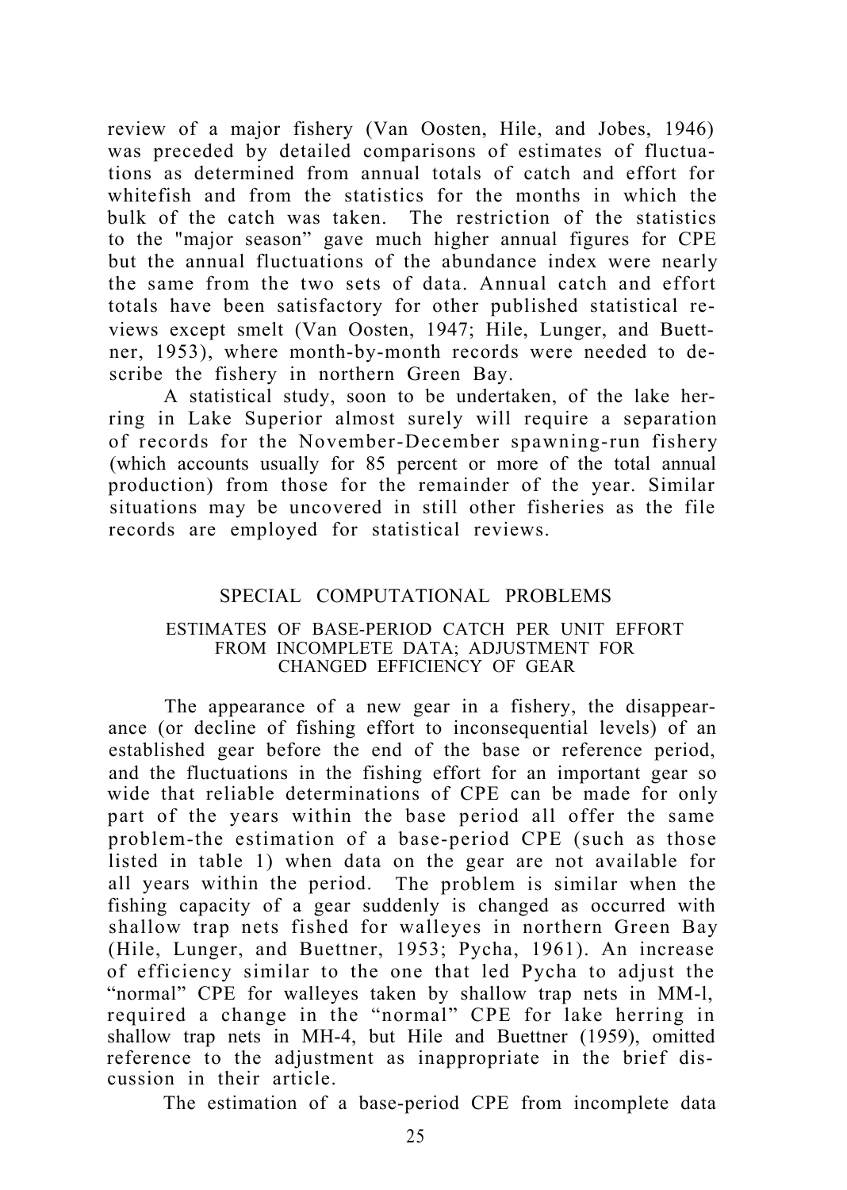review of a major fishery (Van Oosten, Hile, and Jobes, 1946) was preceded by detailed comparisons of estimates of fluctuations as determined from annual totals of catch and effort for whitefish and from the statistics for the months in which the bulk of the catch was taken. The restriction of the statistics to the "major season" gave much higher annual figures for CPE but the annual fluctuations of the abundance index were nearly the same from the two sets of data. Annual catch and effort totals have been satisfactory for other published statistical reviews except smelt (Van Oosten, 1947; Hile, Lunger, and Buettner, 1953), where month-by-month records were needed to describe the fishery in northern Green Bay.

A statistical study, soon to be undertaken, of the lake herring in Lake Superior almost surely will require a separation of records for the November-December spawning-run fishery (which accounts usually for 85 percent or more of the total annual production) from those for the remainder of the year. Similar situations may be uncovered in still other fisheries as the file records are employed for statistical reviews.

## SPECIAL COMPUTATIONAL PROBLEMS

### ESTIMATES OF BASE-PERIOD CATCH PER UNIT EFFORT FROM INCOMPLETE DATA; ADJUSTMENT FOR CHANGED EFFICIENCY OF GEAR

The appearance of a new gear in a fishery, the disappearance (or decline of fishing effort to inconsequential levels) of an established gear before the end of the base or reference period, and the fluctuations in the fishing effort for an important gear so wide that reliable determinations of CPE can be made for only part of the years within the base period all offer the same problem-the estimation of a base-period CPE (such as those listed in table 1) when data on the gear are not available for all years within the period. The problem is similar when the fishing capacity of a gear suddenly is changed as occurred with shallow trap nets fished for walleyes in northern Green Bay (Hile, Lunger, and Buettner, 1953; Pycha, 1961). An increase of efficiency similar to the one that led Pycha to adjust the "normal" CPE for walleyes taken by shallow trap nets in MM-l, required a change in the "normal" CPE for lake herring in shallow trap nets in MH-4, but Hile and Buettner (1959), omitted reference to the adjustment as inappropriate in the brief discussion in their article.

The estimation of a base-period CPE from incomplete data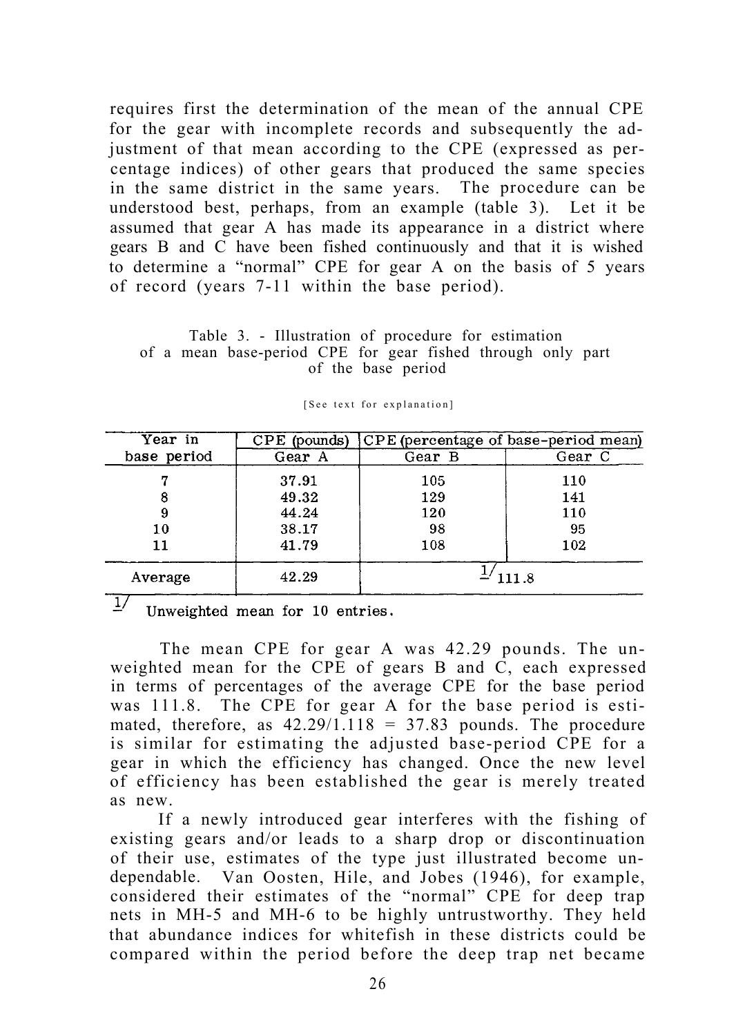requires first the determination of the mean of the annual CPE for the gear with incomplete records and subsequently the adjustment of that mean according to the CPE (expressed as percentage indices) of other gears that produced the same species in the same district in the same years. The procedure can be understood best, perhaps, from an example (table 3). Let it be assumed that gear A has made its appearance in a district where gears B and C have been fished continuously and that it is wished to determine a "normal" CPE for gear A on the basis of 5 years of record (years 7-11 within the base period).

Table 3. - Illustration of procedure for estimation of a mean base-period CPE for gear fished through only part of the base period

[See text for explanation]

| Year in base period | CPE (pounds) | CPE (percentage of base-period mean) | |
|---|---|---|---|
| | Gear A | Gear B | Gear C |
| 7 | 37.91 | 105 | 110 |
| 8 | 49.32 | 129 | 141 |
| 9 | 44.24 | 120 | 110 |
| 10 | 38.17 | 98 | 95 |
| 11 | 41.79 | 108 | 102 |
| Average | 42.29 | [1] 111.8 | |

[1] Unweighted mean for 10 entries.

The mean CPE for gear A was 42.29 pounds. The unweighted mean for the CPE of gears B and C, each expressed in terms of percentages of the average CPE for the base period was 111.8. The CPE for gear A for the base period is estimated, therefore, as $42.29/1.118 = 37.83$ pounds. The procedure is similar for estimating the adjusted base-period CPE for a gear in which the efficiency has changed. Once the new level of efficiency has been established the gear is merely treated as new.

If a newly introduced gear interferes with the fishing of existing gears and/or leads to a sharp drop or discontinuation of their use, estimates of the type just illustrated become undependable. Van Oosten, Hile, and Jobes (1946), for example, considered their estimates of the "normal" CPE for deep trap nets in MH-5 and MH-6 to be highly untrustworthy. They held that abundance indices for whitefish in these districts could be compared within the period before the deep trap net became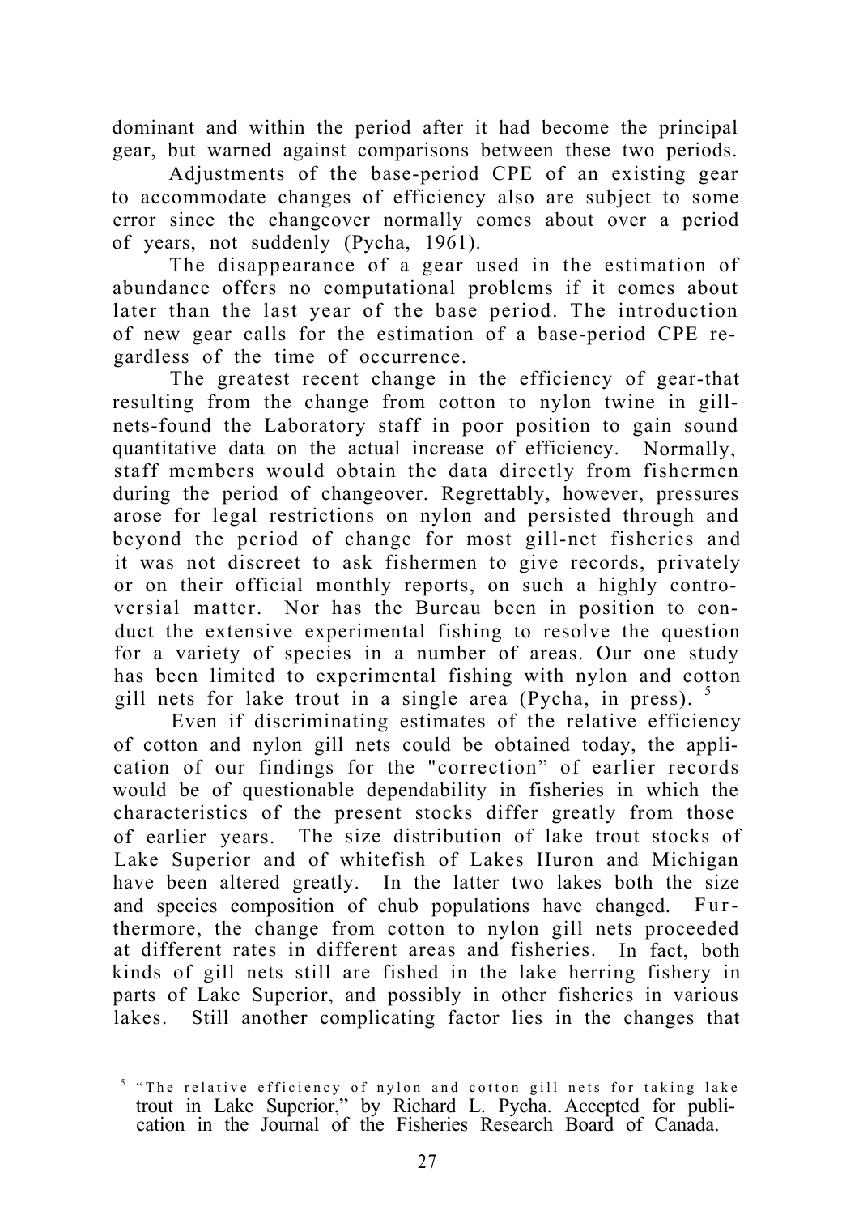dominant and within the period after it had become the principal gear, but warned against comparisons between these two periods.

Adjustments of the base-period CPE of an existing gear to accommodate changes of efficiency also are subject to some error since the changeover normally comes about over a period of years, not suddenly (Pycha, 1961).

The disappearance of a gear used in the estimation of abundance offers no computational problems if it comes about later than the last year of the base period. The introduction of new gear calls for the estimation of a base-period CPE regardless of the time of occurrence.

The greatest recent change in the efficiency of gear-that resulting from the change from cotton to nylon twine in gill-nets-found the Laboratory staff in poor position to gain sound quantitative data on the actual increase of efficiency. Normally, staff members would obtain the data directly from fishermen during the period of changeover. Regrettably, however, pressures arose for legal restrictions on nylon and persisted through and beyond the period of change for most gill-net fisheries and it was not discreet to ask fishermen to give records, privately or on their official monthly reports, on such a highly controversial matter. Nor has the Bureau been in position to conduct the extensive experimental fishing to resolve the question for a variety of species in a number of areas. Our one study has been limited to experimental fishing with nylon and cotton gill nets for lake trout in a single area (Pycha, in press). [5]

Even if discriminating estimates of the relative efficiency of cotton and nylon gill nets could be obtained today, the application of our findings for the "correction" of earlier records would be of questionable dependability in fisheries in which the characteristics of the present stocks differ greatly from those of earlier years. The size distribution of lake trout stocks of Lake Superior and of whitefish of Lakes Huron and Michigan have been altered greatly. In the latter two lakes both the size and species composition of chub populations have changed. Furthermore, the change from cotton to nylon gill nets proceeded at different rates in different areas and fisheries. In fact, both kinds of gill nets still are fished in the lake herring fishery in parts of Lake Superior, and possibly in other fisheries in various lakes. Still another complicating factor lies in the changes that

[5] "The relative efficiency of nylon and cotton gill nets for taking lake trout in Lake Superior," by Richard L. Pycha. Accepted for publication in the Journal of the Fisheries Research Board of Canada.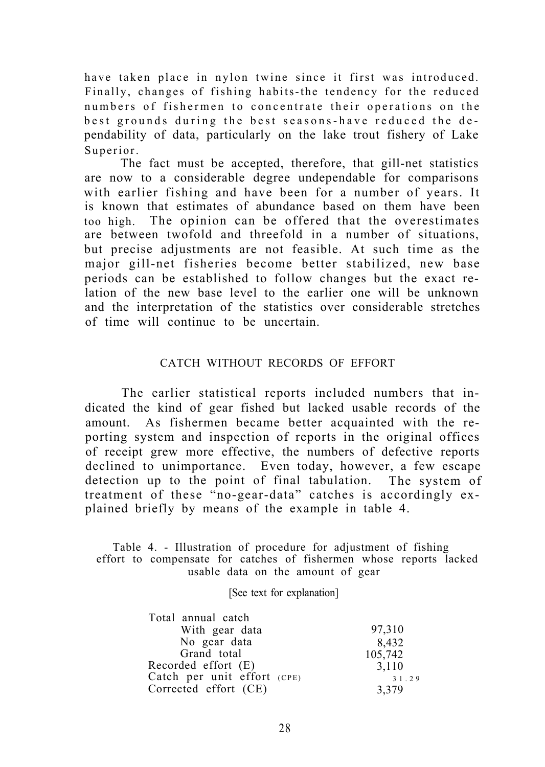have taken place in nylon twine since it first was introduced. Finally, changes of fishing habits-the tendency for the reduced numbers of fishermen to concentrate their operations on the best grounds during the best seasons-have reduced the dependability of data, particularly on the lake trout fishery of Lake Superior.

The fact must be accepted, therefore, that gill-net statistics are now to a considerable degree undependable for comparisons with earlier fishing and have been for a number of years. It is known that estimates of abundance based on them have been too high. The opinion can be offered that the overestimates are between twofold and threefold in a number of situations, but precise adjustments are not feasible. At such time as the major gill-net fisheries become better stabilized, new base periods can be established to follow changes but the exact relation of the new base level to the earlier one will be unknown and the interpretation of the statistics over considerable stretches of time will continue to be uncertain.

## CATCH WITHOUT RECORDS OF EFFORT

The earlier statistical reports included numbers that indicated the kind of gear fished but lacked usable records of the amount. As fishermen became better acquainted with the reporting system and inspection of reports in the original offices of receipt grew more effective, the numbers of defective reports declined to unimportance. Even today, however, a few escape detection up to the point of final tabulation. The system of treatment of these "no-gear-data" catches is accordingly explained briefly by means of the example in table 4.

Table 4. - Illustration of procedure for adjustment of fishing effort to compensate for catches of fishermen whose reports lacked usable data on the amount of gear

[See text for explanation]

| Item | Value |
|---|---|
| Total annual catch | |
| With gear data | 97,310 |
| No gear data | 8,432 |
| Grand total | 105,742 |
| Recorded effort (E) | 3,110 |
| Catch per unit effort (CPE) | 31.29 |
| Corrected effort (CE) | 3,379 |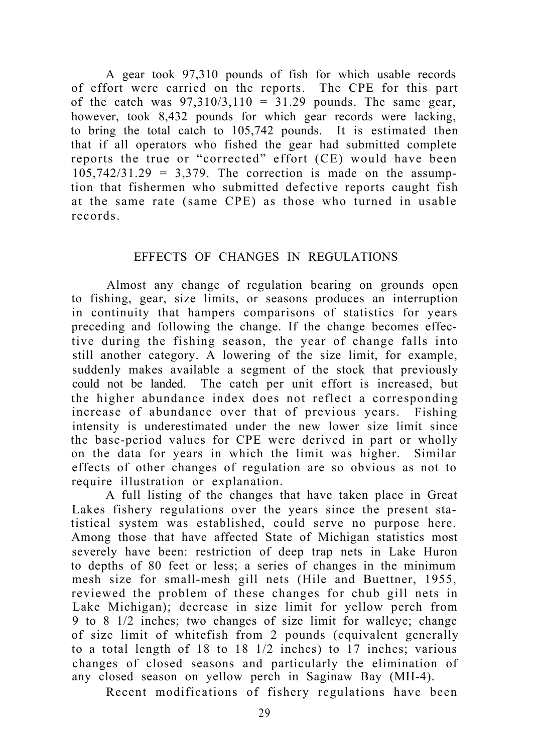A gear took 97,310 pounds of fish for which usable records of effort were carried on the reports. The CPE for this part of the catch was 97,310/3,110 = 31.29 pounds. The same gear, however, took 8,432 pounds for which gear records were lacking, to bring the total catch to 105,742 pounds. It is estimated then that if all operators who fished the gear had submitted complete reports the true or "corrected" effort (CE) would have been 105,742/31.29 = 3,379. The correction is made on the assumption that fishermen who submitted defective reports caught fish at the same rate (same CPE) as those who turned in usable records.

## EFFECTS OF CHANGES IN REGULATIONS

Almost any change of regulation bearing on grounds open to fishing, gear, size limits, or seasons produces an interruption in continuity that hampers comparisons of statistics for years preceding and following the change. If the change becomes effective during the fishing season, the year of change falls into still another category. A lowering of the size limit, for example, suddenly makes available a segment of the stock that previously could not be landed. The catch per unit effort is increased, but the higher abundance index does not reflect a corresponding increase of abundance over that of previous years. Fishing intensity is underestimated under the new lower size limit since the base-period values for CPE were derived in part or wholly on the data for years in which the limit was higher. Similar effects of other changes of regulation are so obvious as not to require illustration or explanation.

A full listing of the changes that have taken place in Great Lakes fishery regulations over the years since the present statistical system was established, could serve no purpose here. Among those that have affected State of Michigan statistics most severely have been: restriction of deep trap nets in Lake Huron to depths of 80 feet or less; a series of changes in the minimum mesh size for small-mesh gill nets (Hile and Buettner, 1955, reviewed the problem of these changes for chub gill nets in Lake Michigan); decrease in size limit for yellow perch from 9 to 8 1/2 inches; two changes of size limit for walleye; change of size limit of whitefish from 2 pounds (equivalent generally to a total length of 18 to 18 1/2 inches) to 17 inches; various changes of closed seasons and particularly the elimination of any closed season on yellow perch in Saginaw Bay (MH-4).

Recent modifications of fishery regulations have been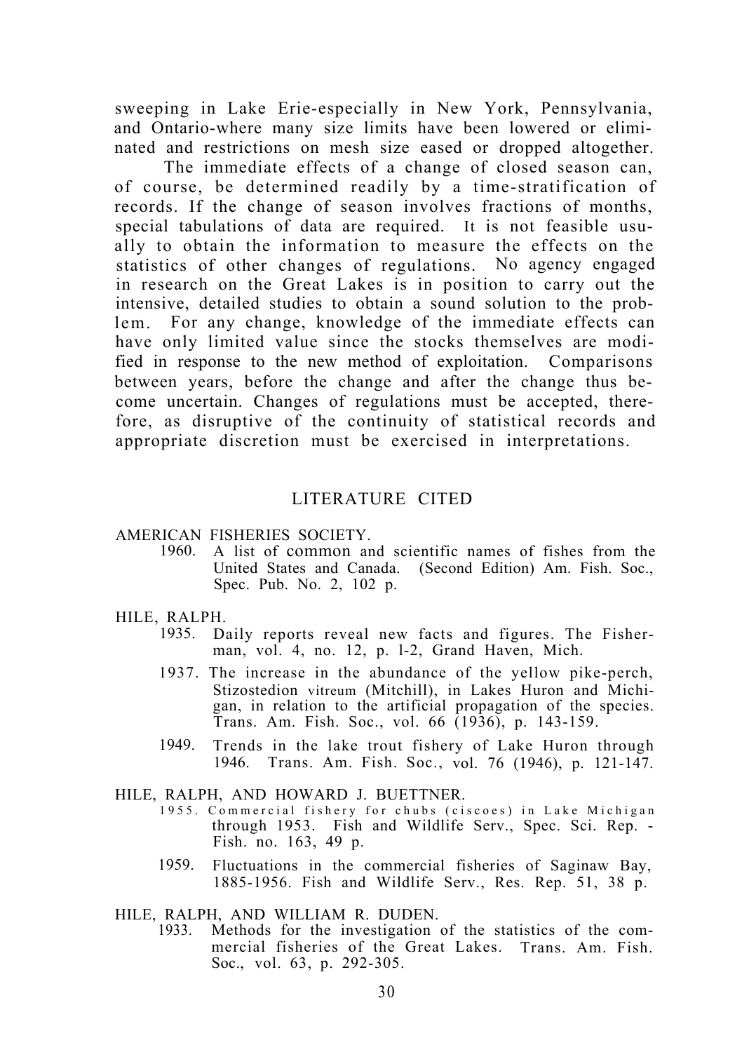sweeping in Lake Erie-especially in New York, Pennsylvania, and Ontario-where many size limits have been lowered or eliminated and restrictions on mesh size eased or dropped altogether.

The immediate effects of a change of closed season can, of course, be determined readily by a time-stratification of records. If the change of season involves fractions of months, special tabulations of data are required. It is not feasible usually to obtain the information to measure the effects on the statistics of other changes of regulations. No agency engaged in research on the Great Lakes is in position to carry out the intensive, detailed studies to obtain a sound solution to the problem. For any change, knowledge of the immediate effects can have only limited value since the stocks themselves are modified in response to the new method of exploitation. Comparisons between years, before the change and after the change thus become uncertain. Changes of regulations must be accepted, therefore, as disruptive of the continuity of statistical records and appropriate discretion must be exercised in interpretations.

## LITERATURE CITED

AMERICAN FISHERIES SOCIETY.

1960. A list of common and scientific names of fishes from the United States and Canada. (Second Edition) Am. Fish. Soc., Spec. Pub. No. 2, 102 p.

HILE, RALPH.

1935. Daily reports reveal new facts and figures. The Fisherman, vol. 4, no. 12, p. 1-2, Grand Haven, Mich.

1937. The increase in the abundance of the yellow pike-perch, Stizostedion vitreum (Mitchill), in Lakes Huron and Michigan, in relation to the artificial propagation of the species. Trans. Am. Fish. Soc., vol. 66 (1936), p. 143-159.

1949. Trends in the lake trout fishery of Lake Huron through 1946. Trans. Am. Fish. Soc., vol. 76 (1946), p. 121-147.

HILE, RALPH, AND HOWARD J. BUETTNER.

1955. Commercial fishery for chubs (ciscoes) in Lake Michigan through 1953. Fish and Wildlife Serv., Spec. Sci. Rep. - Fish. no. 163, 49 p.

1959. Fluctuations in the commercial fisheries of Saginaw Bay, 1885-1956. Fish and Wildlife Serv., Res. Rep. 51, 38 p.

HILE, RALPH, AND WILLIAM R. DUDEN.

1933. Methods for the investigation of the statistics of the commercial fisheries of the Great Lakes. Trans. Am. Fish. Soc., vol. 63, p. 292-305.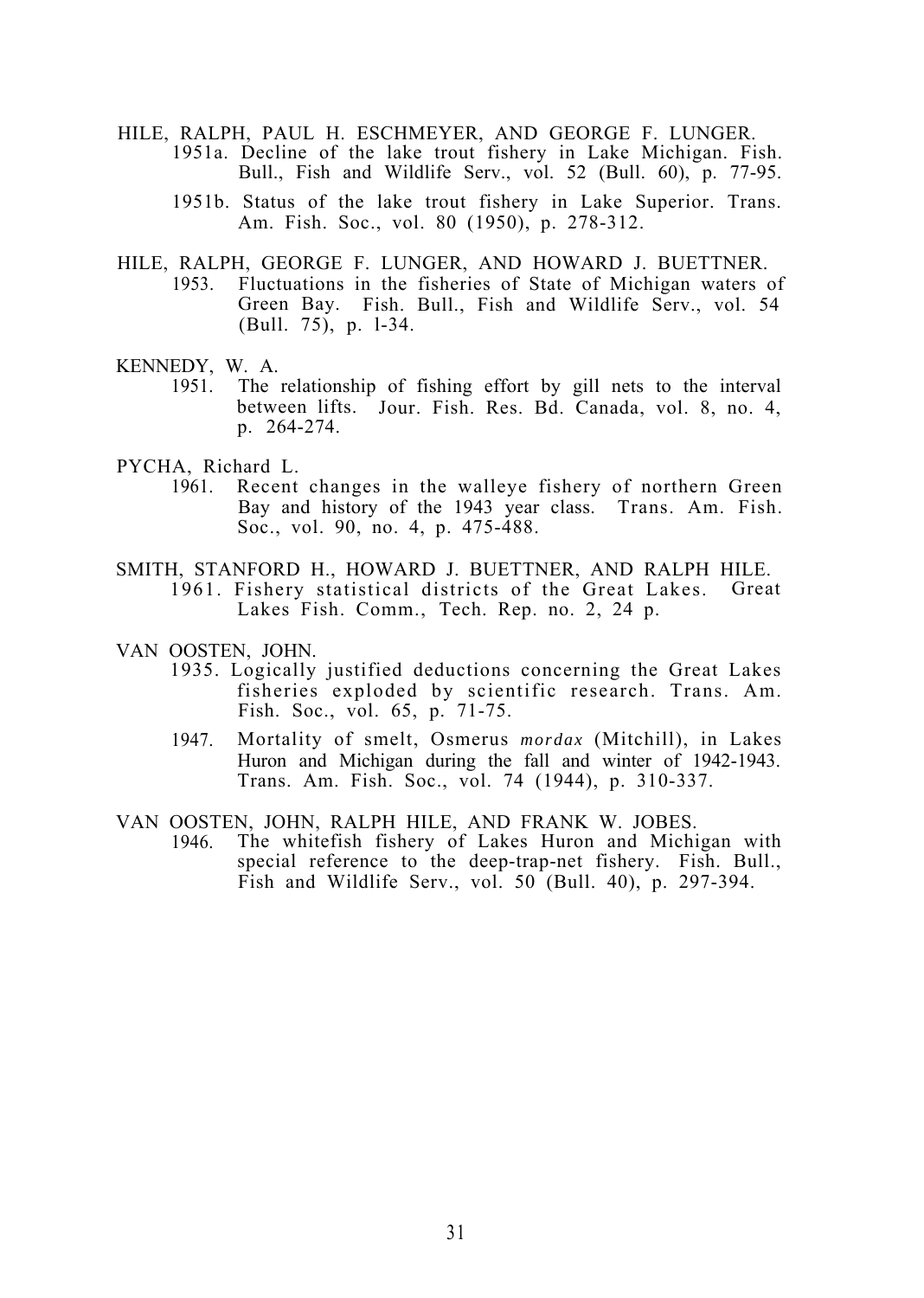HILE, RALPH, PAUL H. ESCHMEYER, AND GEORGE F. LUNGER.

1951a. Decline of the lake trout fishery in Lake Michigan. Fish. Bull., Fish and Wildlife Serv., vol. 52 (Bull. 60), p. 77-95.

1951b. Status of the lake trout fishery in Lake Superior. Trans. Am. Fish. Soc., vol. 80 (1950), p. 278-312.

HILE, RALPH, GEORGE F. LUNGER, AND HOWARD J. BUETTNER.

1953. Fluctuations in the fisheries of State of Michigan waters of Green Bay. Fish. Bull., Fish and Wildlife Serv., vol. 54 (Bull. 75), p. 1-34.

KENNEDY, W. A.

1951. The relationship of fishing effort by gill nets to the interval between lifts. Jour. Fish. Res. Bd. Canada, vol. 8, no. 4, p. 264-274.

PYCHA, Richard L.

1961. Recent changes in the walleye fishery of northern Green Bay and history of the 1943 year class. Trans. Am. Fish. Soc., vol. 90, no. 4, p. 475-488.

SMITH, STANFORD H., HOWARD J. BUETTNER, AND RALPH HILE.

1961. Fishery statistical districts of the Great Lakes. Great Lakes Fish. Comm., Tech. Rep. no. 2, 24 p.

VAN OOSTEN, JOHN.

1935. Logically justified deductions concerning the Great Lakes fisheries exploded by scientific research. Trans. Am. Fish. Soc., vol. 65, p. 71-75.

1947. Mortality of smelt, Osmerus *mordax* (Mitchill), in Lakes Huron and Michigan during the fall and winter of 1942-1943. Trans. Am. Fish. Soc., vol. 74 (1944), p. 310-337.

VAN OOSTEN, JOHN, RALPH HILE, AND FRANK W. JOBES.

1946. The whitefish fishery of Lakes Huron and Michigan with special reference to the deep-trap-net fishery. Fish. Bull., Fish and Wildlife Serv., vol. 50 (Bull. 40), p. 297-394.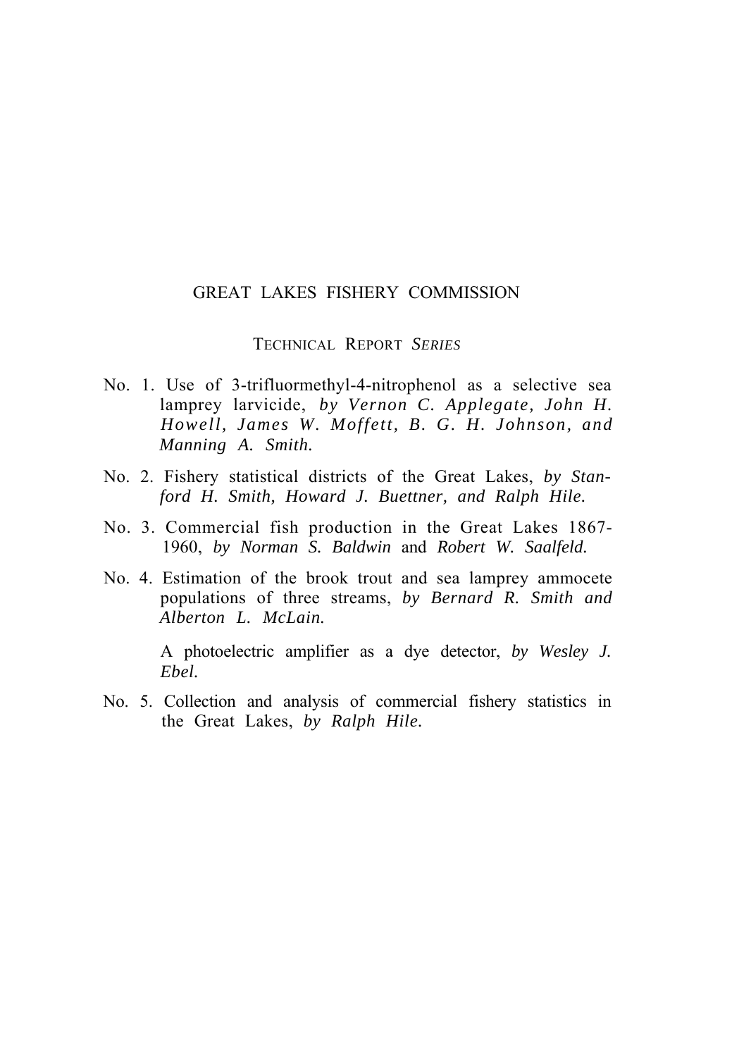# GREAT LAKES FISHERY COMMISSION

## TECHNICAL REPORT *SERIES*

No. 1. Use of 3-trifluormethyl-4-nitrophenol as a selective sea lamprey larvicide, *by Vernon C. Applegate, John H. Howell, James W. Moffett, B. G. H. Johnson, and Manning A. Smith.*

No. 2. Fishery statistical districts of the Great Lakes, *by Stanford H. Smith, Howard J. Buettner, and Ralph Hile.*

No. 3. Commercial fish production in the Great Lakes 1867-1960, *by Norman S. Baldwin* and *Robert W. Saalfeld.*

No. 4. Estimation of the brook trout and sea lamprey ammocete populations of three streams, *by Bernard R. Smith and Alberton L. McLain.*

A photoelectric amplifier as a dye detector, *by Wesley J. Ebel.*

No. 5. Collection and analysis of commercial fishery statistics in the Great Lakes, *by Ralph Hile.*